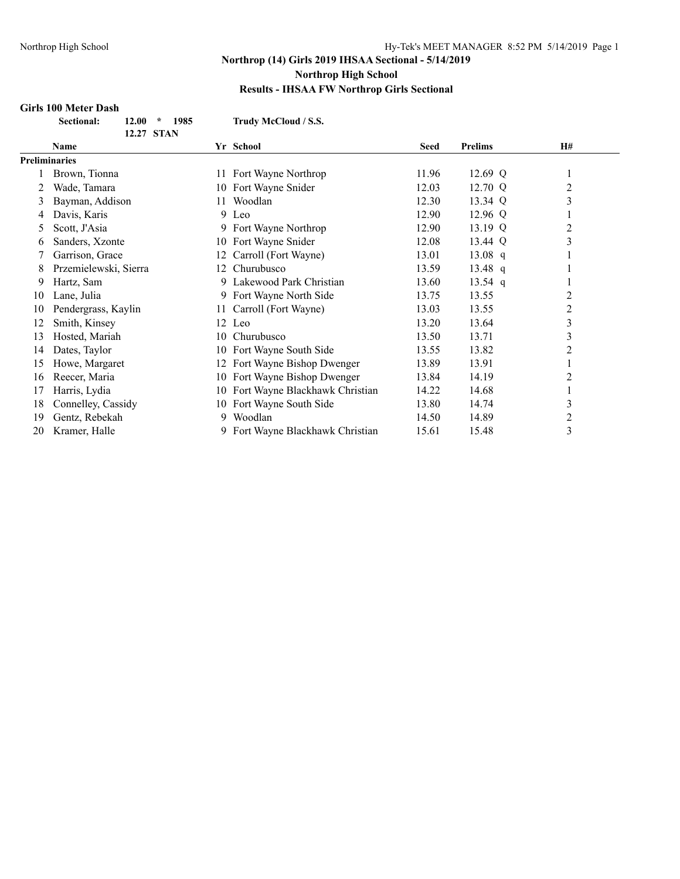**Northrop (14) Girls 2019 IHSAA Sectional - 5/14/2019**
**Northrop High School**
**Results - IHSAA FW Northrop Girls Sectional**

### Girls 100 Meter Dash

**Sectional:** **12.00 * 1985** **Trudy McCloud / S.S.**
**12.27 STAN**

| | Name | Yr | School | Seed | Prelims | | H# |
|---|---|---|---|---|---|---|---|
| **Preliminaries** | | | | | | | |
| 1 | Brown, Tionna | 11 | Fort Wayne Northrop | 11.96 | 12.69 | Q | 1 |
| 2 | Wade, Tamara | 10 | Fort Wayne Snider | 12.03 | 12.70 | Q | 2 |
| 3 | Bayman, Addison | 11 | Woodlan | 12.30 | 13.34 | Q | 3 |
| 4 | Davis, Karis | 9 | Leo | 12.90 | 12.96 | Q | 1 |
| 5 | Scott, J'Asia | 9 | Fort Wayne Northrop | 12.90 | 13.19 | Q | 2 |
| 6 | Sanders, Xzonte | 10 | Fort Wayne Snider | 12.08 | 13.44 | Q | 3 |
| 7 | Garrison, Grace | 12 | Carroll (Fort Wayne) | 13.01 | 13.08 | q | 1 |
| 8 | Przemielewski, Sierra | 12 | Churubusco | 13.59 | 13.48 | q | 1 |
| 9 | Hartz, Sam | 9 | Lakewood Park Christian | 13.60 | 13.54 | q | 1 |
| 10 | Lane, Julia | 9 | Fort Wayne North Side | 13.75 | 13.55 | | 2 |
| 10 | Pendergrass, Kaylin | 11 | Carroll (Fort Wayne) | 13.03 | 13.55 | | 2 |
| 12 | Smith, Kinsey | 12 | Leo | 13.20 | 13.64 | | 3 |
| 13 | Hosted, Mariah | 10 | Churubusco | 13.50 | 13.71 | | 3 |
| 14 | Dates, Taylor | 10 | Fort Wayne South Side | 13.55 | 13.82 | | 2 |
| 15 | Howe, Margaret | 12 | Fort Wayne Bishop Dwenger | 13.89 | 13.91 | | 1 |
| 16 | Reecer, Maria | 10 | Fort Wayne Bishop Dwenger | 13.84 | 14.19 | | 2 |
| 17 | Harris, Lydia | 10 | Fort Wayne Blackhawk Christian | 14.22 | 14.68 | | 1 |
| 18 | Connelley, Cassidy | 10 | Fort Wayne South Side | 13.80 | 14.74 | | 3 |
| 19 | Gentz, Rebekah | 9 | Woodlan | 14.50 | 14.89 | | 2 |
| 20 | Kramer, Halle | 9 | Fort Wayne Blackhawk Christian | 15.61 | 15.48 | | 3 |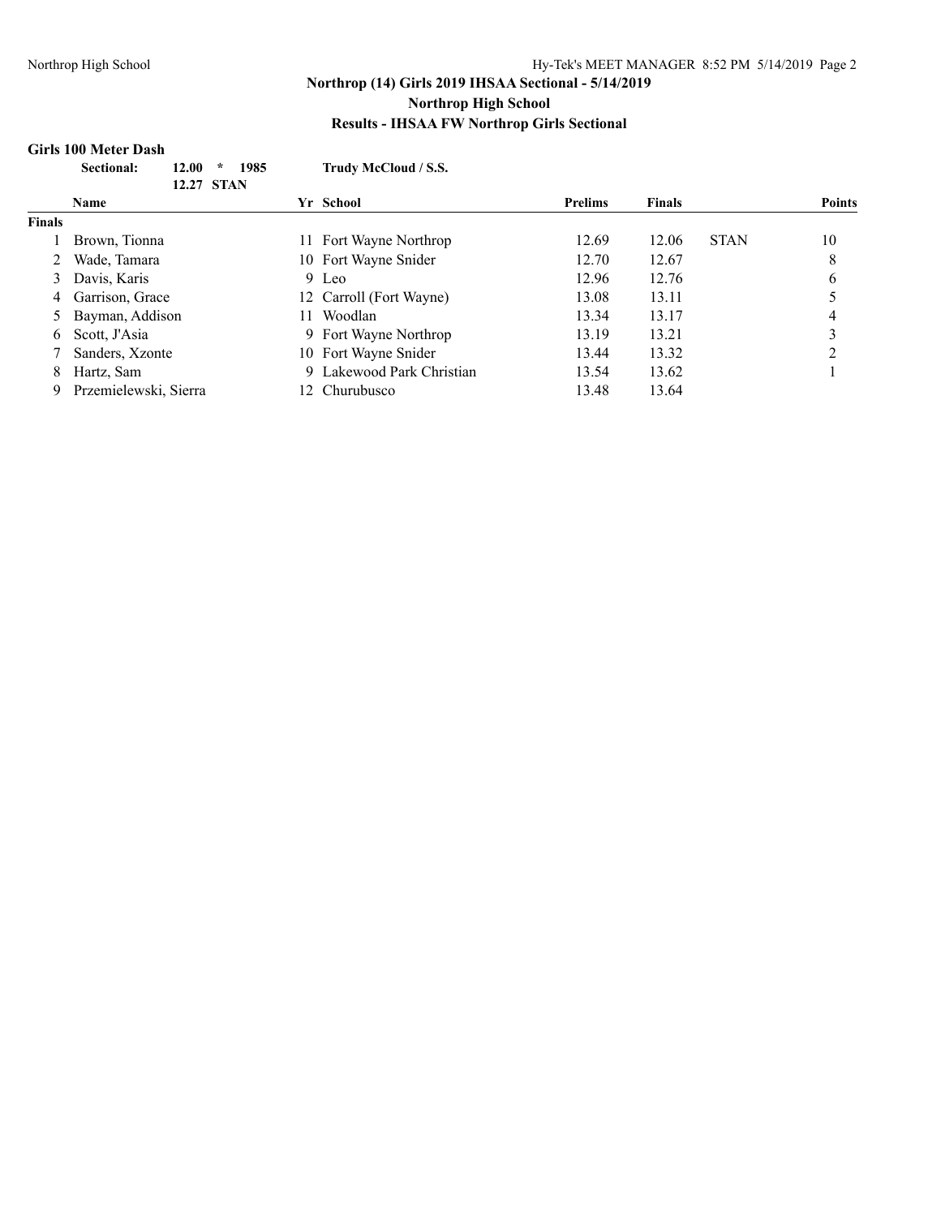### Northrop (14) Girls 2019 IHSAA Sectional - 5/14/2019
### Northrop High School
### Results - IHSAA FW Northrop Girls Sectional

#### Girls 100 Meter Dash

**Sectional:** **12.00 * 1985** **Trudy McCloud / S.S.**
**12.27 STAN**

| | Name | Yr | School | Prelims | Finals | | Points |
|---|---|---|---|---|---|---|---|
| **Finals** | | | | | | | |
| 1 | Brown, Tionna | 11 | Fort Wayne Northrop | 12.69 | 12.06 | STAN | 10 |
| 2 | Wade, Tamara | 10 | Fort Wayne Snider | 12.70 | 12.67 | | 8 |
| 3 | Davis, Karis | 9 | Leo | 12.96 | 12.76 | | 6 |
| 4 | Garrison, Grace | 12 | Carroll (Fort Wayne) | 13.08 | 13.11 | | 5 |
| 5 | Bayman, Addison | 11 | Woodlan | 13.34 | 13.17 | | 4 |
| 6 | Scott, J'Asia | 9 | Fort Wayne Northrop | 13.19 | 13.21 | | 3 |
| 7 | Sanders, Xzonte | 10 | Fort Wayne Snider | 13.44 | 13.32 | | 2 |
| 8 | Hartz, Sam | 9 | Lakewood Park Christian | 13.54 | 13.62 | | 1 |
| 9 | Przemielewski, Sierra | 12 | Churubusco | 13.48 | 13.64 | | |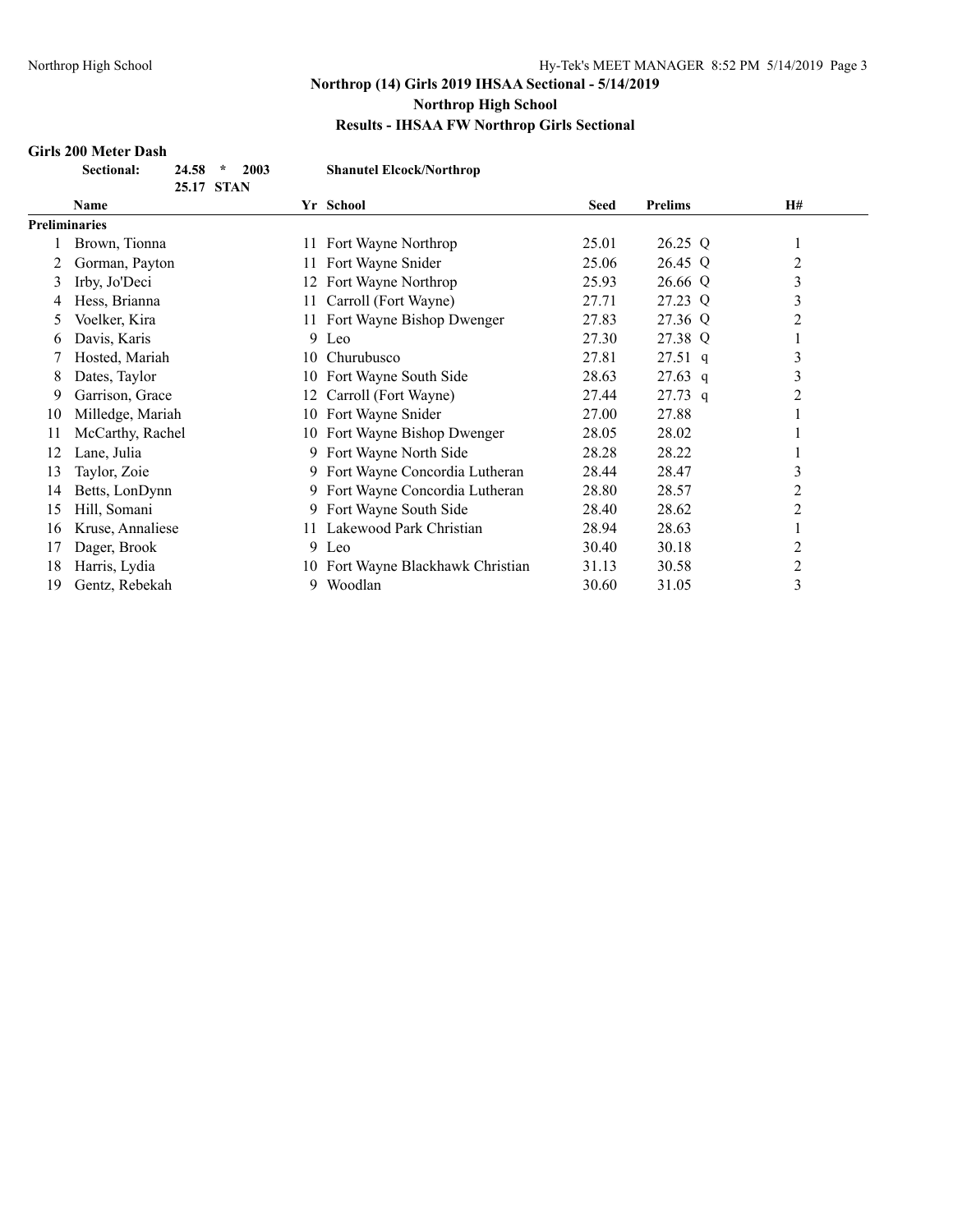## Northrop (14) Girls 2019 IHSAA Sectional - 5/14/2019

### Northrop High School

### Results - IHSAA FW Northrop Girls Sectional

**Girls 200 Meter Dash**

| **Sectional:** | **24.58 * 2003** | **Shanutel Elcock/Northrop** |
|---|---|---|
| | **25.17 STAN** | |

| | Name | Yr | School | Seed | Prelims | | H# |
|---|---|---|---|---|---|---|---|
| **Preliminaries** | | | | | | | |
| 1 | Brown, Tionna | 11 | Fort Wayne Northrop | 25.01 | 26.25 | Q | 1 |
| 2 | Gorman, Payton | 11 | Fort Wayne Snider | 25.06 | 26.45 | Q | 2 |
| 3 | Irby, Jo'Deci | 12 | Fort Wayne Northrop | 25.93 | 26.66 | Q | 3 |
| 4 | Hess, Brianna | 11 | Carroll (Fort Wayne) | 27.71 | 27.23 | Q | 3 |
| 5 | Voelker, Kira | 11 | Fort Wayne Bishop Dwenger | 27.83 | 27.36 | Q | 2 |
| 6 | Davis, Karis | 9 | Leo | 27.30 | 27.38 | Q | 1 |
| 7 | Hosted, Mariah | 10 | Churubusco | 27.81 | 27.51 | q | 3 |
| 8 | Dates, Taylor | 10 | Fort Wayne South Side | 28.63 | 27.63 | q | 3 |
| 9 | Garrison, Grace | 12 | Carroll (Fort Wayne) | 27.44 | 27.73 | q | 2 |
| 10 | Milledge, Mariah | 10 | Fort Wayne Snider | 27.00 | 27.88 | | 1 |
| 11 | McCarthy, Rachel | 10 | Fort Wayne Bishop Dwenger | 28.05 | 28.02 | | 1 |
| 12 | Lane, Julia | 9 | Fort Wayne North Side | 28.28 | 28.22 | | 1 |
| 13 | Taylor, Zoie | 9 | Fort Wayne Concordia Lutheran | 28.44 | 28.47 | | 3 |
| 14 | Betts, LonDynn | 9 | Fort Wayne Concordia Lutheran | 28.80 | 28.57 | | 2 |
| 15 | Hill, Somani | 9 | Fort Wayne South Side | 28.40 | 28.62 | | 2 |
| 16 | Kruse, Annaliese | 11 | Lakewood Park Christian | 28.94 | 28.63 | | 1 |
| 17 | Dager, Brook | 9 | Leo | 30.40 | 30.18 | | 2 |
| 18 | Harris, Lydia | 10 | Fort Wayne Blackhawk Christian | 31.13 | 30.58 | | 2 |
| 19 | Gentz, Rebekah | 9 | Woodlan | 30.60 | 31.05 | | 3 |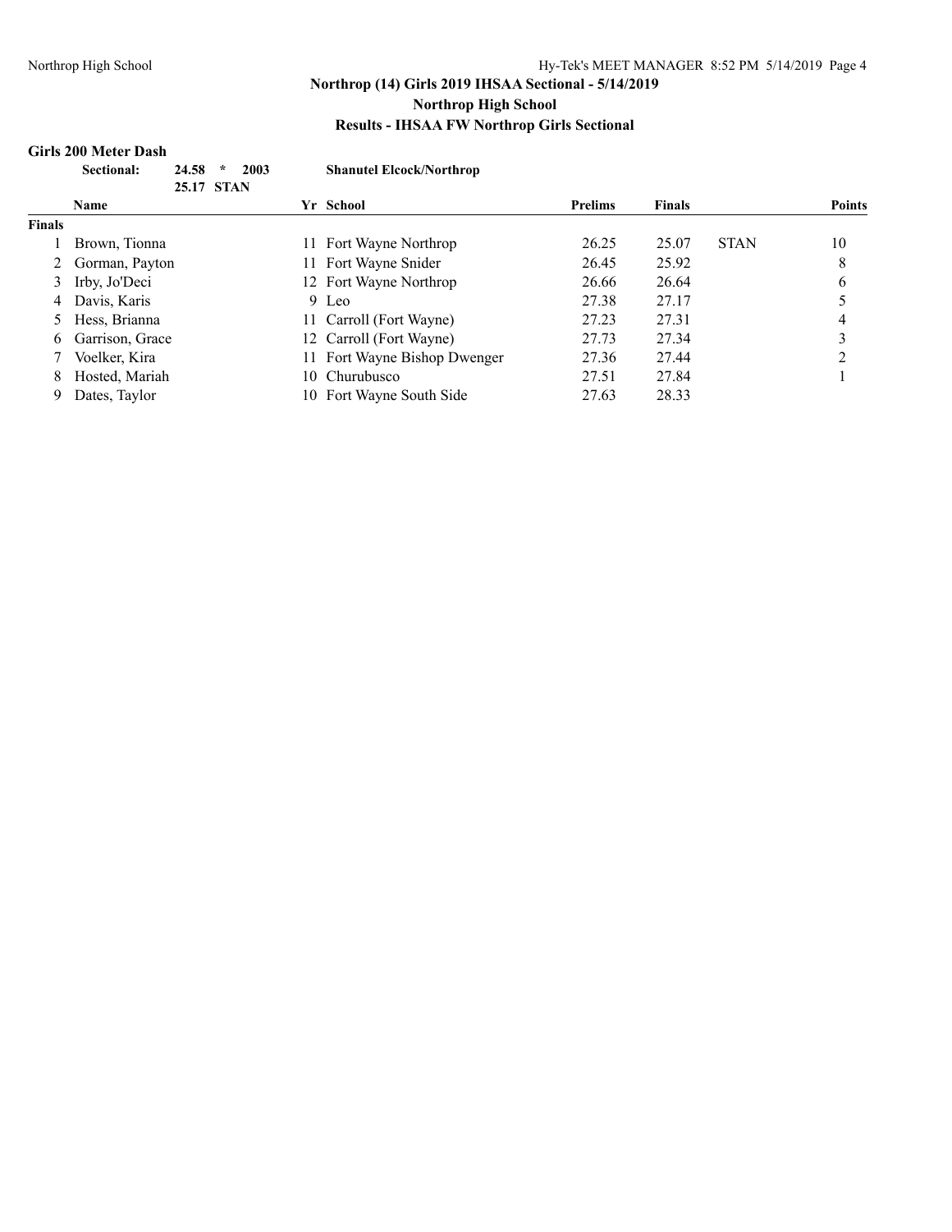**Northrop (14) Girls 2019 IHSAA Sectional - 5/14/2019**
**Northrop High School**
**Results - IHSAA FW Northrop Girls Sectional**

### Girls 200 Meter Dash

**Sectional:** **24.58 * 2003** **Shanutel Elcock/Northrop**
**25.17 STAN**

| | Name | Yr | School | Prelims | Finals | | Points |
|---|---|---|---|---|---|---|---|
| **Finals** | | | | | | | |
| 1 | Brown, Tionna | 11 | Fort Wayne Northrop | 26.25 | 25.07 | STAN | 10 |
| 2 | Gorman, Payton | 11 | Fort Wayne Snider | 26.45 | 25.92 | | 8 |
| 3 | Irby, Jo'Deci | 12 | Fort Wayne Northrop | 26.66 | 26.64 | | 6 |
| 4 | Davis, Karis | 9 | Leo | 27.38 | 27.17 | | 5 |
| 5 | Hess, Brianna | 11 | Carroll (Fort Wayne) | 27.23 | 27.31 | | 4 |
| 6 | Garrison, Grace | 12 | Carroll (Fort Wayne) | 27.73 | 27.34 | | 3 |
| 7 | Voelker, Kira | 11 | Fort Wayne Bishop Dwenger | 27.36 | 27.44 | | 2 |
| 8 | Hosted, Mariah | 10 | Churubusco | 27.51 | 27.84 | | 1 |
| 9 | Dates, Taylor | 10 | Fort Wayne South Side | 27.63 | 28.33 | | |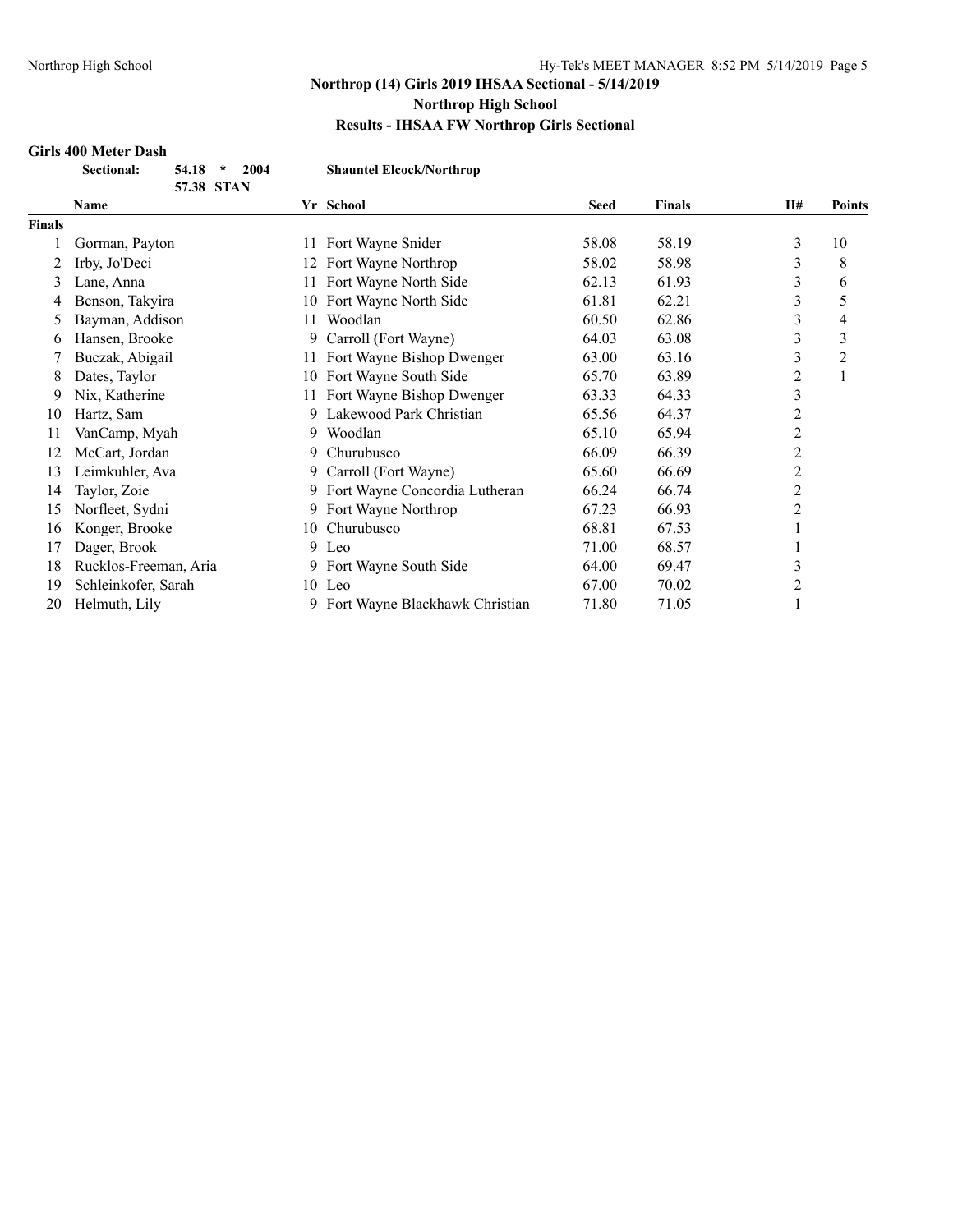## Northrop (14) Girls 2019 IHSAA Sectional - 5/14/2019

### Northrop High School

### Results - IHSAA FW Northrop Girls Sectional

**Girls 400 Meter Dash**

| | | | |
|---|---|---|---|
| **Sectional:** | **54.18 \* 2004** | **Shauntel Elcock/Northrop** | |
| | **57.38 STAN** | | |

| | Name | Yr | School | Seed | Finals | H# | Points |
|---|---|---|---|---|---|---|---|
| **Finals** | | | | | | | |
| 1 | Gorman, Payton | 11 | Fort Wayne Snider | 58.08 | 58.19 | 3 | 10 |
| 2 | Irby, Jo'Deci | 12 | Fort Wayne Northrop | 58.02 | 58.98 | 3 | 8 |
| 3 | Lane, Anna | 11 | Fort Wayne North Side | 62.13 | 61.93 | 3 | 6 |
| 4 | Benson, Takyira | 10 | Fort Wayne North Side | 61.81 | 62.21 | 3 | 5 |
| 5 | Bayman, Addison | 11 | Woodlan | 60.50 | 62.86 | 3 | 4 |
| 6 | Hansen, Brooke | 9 | Carroll (Fort Wayne) | 64.03 | 63.08 | 3 | 3 |
| 7 | Buczak, Abigail | 11 | Fort Wayne Bishop Dwenger | 63.00 | 63.16 | 3 | 2 |
| 8 | Dates, Taylor | 10 | Fort Wayne South Side | 65.70 | 63.89 | 2 | 1 |
| 9 | Nix, Katherine | 11 | Fort Wayne Bishop Dwenger | 63.33 | 64.33 | 3 | |
| 10 | Hartz, Sam | 9 | Lakewood Park Christian | 65.56 | 64.37 | 2 | |
| 11 | VanCamp, Myah | 9 | Woodlan | 65.10 | 65.94 | 2 | |
| 12 | McCart, Jordan | 9 | Churubusco | 66.09 | 66.39 | 2 | |
| 13 | Leimkuhler, Ava | 9 | Carroll (Fort Wayne) | 65.60 | 66.69 | 2 | |
| 14 | Taylor, Zoie | 9 | Fort Wayne Concordia Lutheran | 66.24 | 66.74 | 2 | |
| 15 | Norfleet, Sydni | 9 | Fort Wayne Northrop | 67.23 | 66.93 | 2 | |
| 16 | Konger, Brooke | 10 | Churubusco | 68.81 | 67.53 | 1 | |
| 17 | Dager, Brook | 9 | Leo | 71.00 | 68.57 | 1 | |
| 18 | Rucklos-Freeman, Aria | 9 | Fort Wayne South Side | 64.00 | 69.47 | 3 | |
| 19 | Schleinkofer, Sarah | 10 | Leo | 67.00 | 70.02 | 2 | |
| 20 | Helmuth, Lily | 9 | Fort Wayne Blackhawk Christian | 71.80 | 71.05 | 1 | |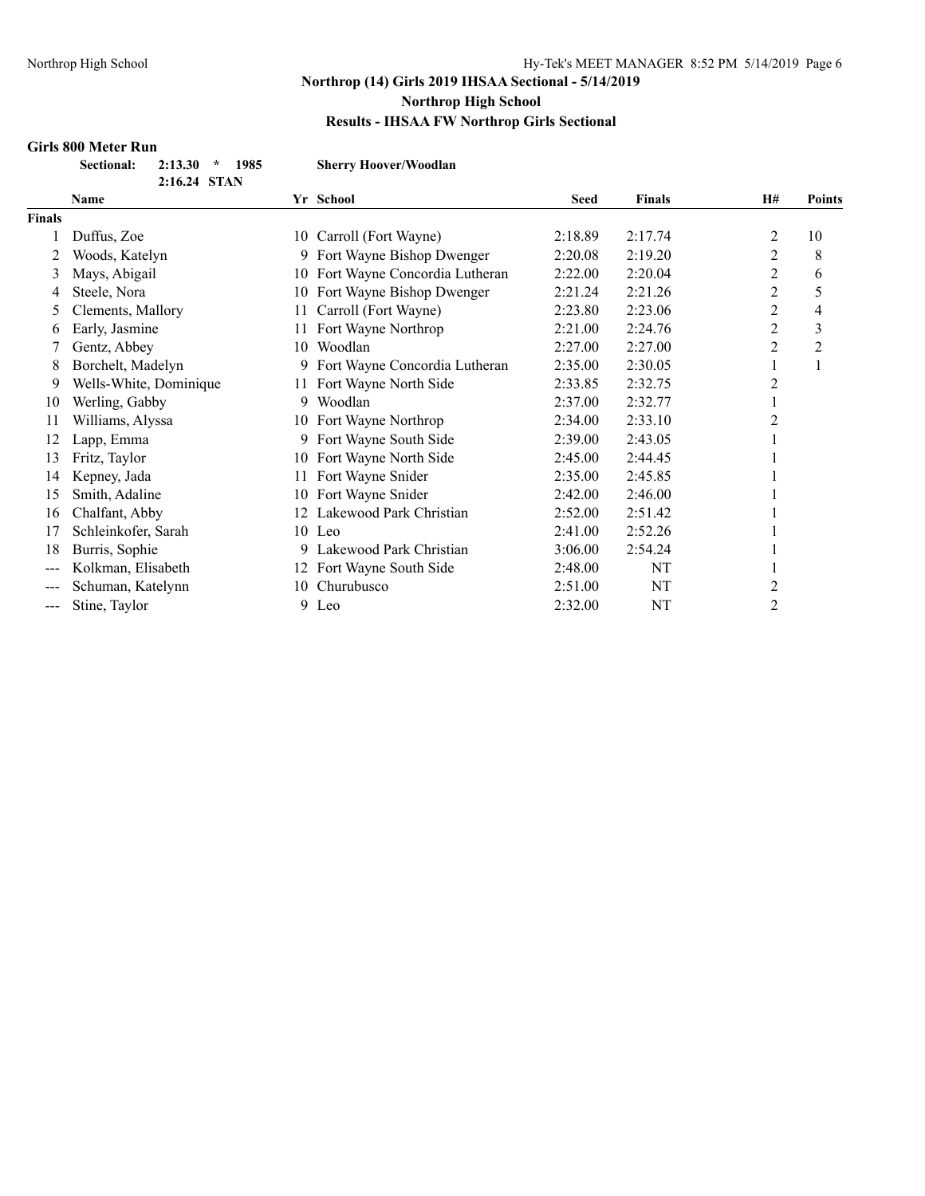**Northrop (14) Girls 2019 IHSAA Sectional - 5/14/2019**

**Northrop High School**

**Results - IHSAA FW Northrop Girls Sectional**

### Girls 800 Meter Run

**Sectional: 2:13.30 * 1985 Sherry Hoover/Woodlan**

**2:16.24 STAN**

| | Name | Yr | School | Seed | Finals | H# | Points |
|---|---|---|---|---|---|---|---|
| **Finals** | | | | | | | |
| 1 | Duffus, Zoe | 10 | Carroll (Fort Wayne) | 2:18.89 | 2:17.74 | 2 | 10 |
| 2 | Woods, Katelyn | 9 | Fort Wayne Bishop Dwenger | 2:20.08 | 2:19.20 | 2 | 8 |
| 3 | Mays, Abigail | 10 | Fort Wayne Concordia Lutheran | 2:22.00 | 2:20.04 | 2 | 6 |
| 4 | Steele, Nora | 10 | Fort Wayne Bishop Dwenger | 2:21.24 | 2:21.26 | 2 | 5 |
| 5 | Clements, Mallory | 11 | Carroll (Fort Wayne) | 2:23.80 | 2:23.06 | 2 | 4 |
| 6 | Early, Jasmine | 11 | Fort Wayne Northrop | 2:21.00 | 2:24.76 | 2 | 3 |
| 7 | Gentz, Abbey | 10 | Woodlan | 2:27.00 | 2:27.00 | 2 | 2 |
| 8 | Borchelt, Madelyn | 9 | Fort Wayne Concordia Lutheran | 2:35.00 | 2:30.05 | 1 | 1 |
| 9 | Wells-White, Dominique | 11 | Fort Wayne North Side | 2:33.85 | 2:32.75 | 2 | |
| 10 | Werling, Gabby | 9 | Woodlan | 2:37.00 | 2:32.77 | 1 | |
| 11 | Williams, Alyssa | 10 | Fort Wayne Northrop | 2:34.00 | 2:33.10 | 2 | |
| 12 | Lapp, Emma | 9 | Fort Wayne South Side | 2:39.00 | 2:43.05 | 1 | |
| 13 | Fritz, Taylor | 10 | Fort Wayne North Side | 2:45.00 | 2:44.45 | 1 | |
| 14 | Kepney, Jada | 11 | Fort Wayne Snider | 2:35.00 | 2:45.85 | 1 | |
| 15 | Smith, Adaline | 10 | Fort Wayne Snider | 2:42.00 | 2:46.00 | 1 | |
| 16 | Chalfant, Abby | 12 | Lakewood Park Christian | 2:52.00 | 2:51.42 | 1 | |
| 17 | Schleinkofer, Sarah | 10 | Leo | 2:41.00 | 2:52.26 | 1 | |
| 18 | Burris, Sophie | 9 | Lakewood Park Christian | 3:06.00 | 2:54.24 | 1 | |
| --- | Kolkman, Elisabeth | 12 | Fort Wayne South Side | 2:48.00 | NT | 1 | |
| --- | Schuman, Katelynn | 10 | Churubusco | 2:51.00 | NT | 2 | |
| --- | Stine, Taylor | 9 | Leo | 2:32.00 | NT | 2 | |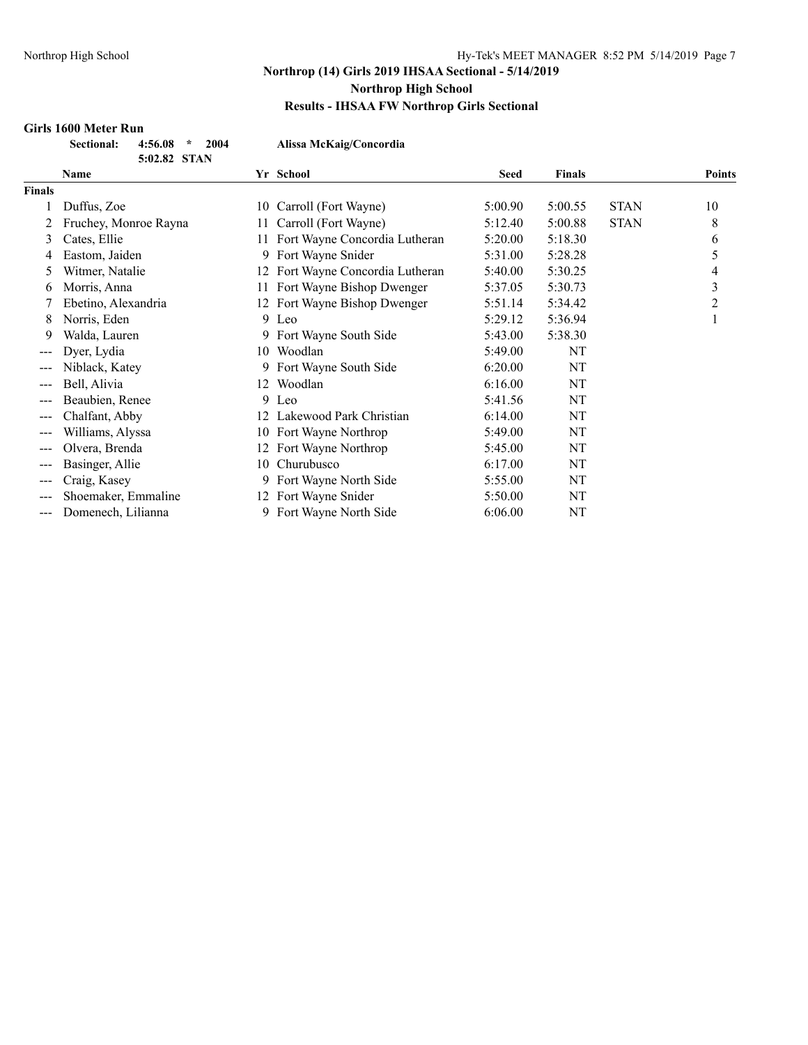## Northrop (14) Girls 2019 IHSAA Sectional - 5/14/2019

### Northrop High School

### Results - IHSAA FW Northrop Girls Sectional

**Girls 1600 Meter Run**

**Sectional: 4:56.08 * 2004 Alissa McKaig/Concordia**
**5:02.82 STAN**

| | Name | Yr | School | Seed | Finals | | Points |
|---|---|---|---|---|---|---|---|
| **Finals** | | | | | | | |
| 1 | Duffus, Zoe | 10 | Carroll (Fort Wayne) | 5:00.90 | 5:00.55 | STAN | 10 |
| 2 | Fruchey, Monroe Rayna | 11 | Carroll (Fort Wayne) | 5:12.40 | 5:00.88 | STAN | 8 |
| 3 | Cates, Ellie | 11 | Fort Wayne Concordia Lutheran | 5:20.00 | 5:18.30 | | 6 |
| 4 | Eastom, Jaiden | 9 | Fort Wayne Snider | 5:31.00 | 5:28.28 | | 5 |
| 5 | Witmer, Natalie | 12 | Fort Wayne Concordia Lutheran | 5:40.00 | 5:30.25 | | 4 |
| 6 | Morris, Anna | 11 | Fort Wayne Bishop Dwenger | 5:37.05 | 5:30.73 | | 3 |
| 7 | Ebetino, Alexandria | 12 | Fort Wayne Bishop Dwenger | 5:51.14 | 5:34.42 | | 2 |
| 8 | Norris, Eden | 9 | Leo | 5:29.12 | 5:36.94 | | 1 |
| 9 | Walda, Lauren | 9 | Fort Wayne South Side | 5:43.00 | 5:38.30 | | |
| --- | Dyer, Lydia | 10 | Woodlan | 5:49.00 | NT | | |
| --- | Niblack, Katey | 9 | Fort Wayne South Side | 6:20.00 | NT | | |
| --- | Bell, Alivia | 12 | Woodlan | 6:16.00 | NT | | |
| --- | Beaubien, Renee | 9 | Leo | 5:41.56 | NT | | |
| --- | Chalfant, Abby | 12 | Lakewood Park Christian | 6:14.00 | NT | | |
| --- | Williams, Alyssa | 10 | Fort Wayne Northrop | 5:49.00 | NT | | |
| --- | Olvera, Brenda | 12 | Fort Wayne Northrop | 5:45.00 | NT | | |
| --- | Basinger, Allie | 10 | Churubusco | 6:17.00 | NT | | |
| --- | Craig, Kasey | 9 | Fort Wayne North Side | 5:55.00 | NT | | |
| --- | Shoemaker, Emmaline | 12 | Fort Wayne Snider | 5:50.00 | NT | | |
| --- | Domenech, Lilianna | 9 | Fort Wayne North Side | 6:06.00 | NT | | |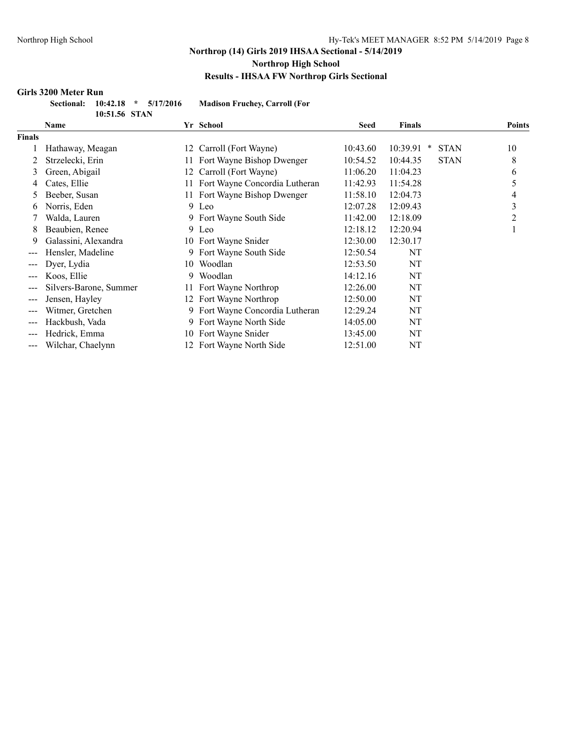# Northrop (14) Girls 2019 IHSAA Sectional - 5/14/2019

## Northrop High School

## Results - IHSAA FW Northrop Girls Sectional

### Girls 3200 Meter Run

**Sectional: 10:42.18 * 5/17/2016 Madison Fruchey, Carroll (For**
**10:51.56 STAN**

| | Name | Yr | School | Seed | Finals | | Points |
|---|---|---|---|---|---|---|---|
| **Finals** | | | | | | | |
| 1 | Hathaway, Meagan | 12 | Carroll (Fort Wayne) | 10:43.60 | 10:39.91 * | STAN | 10 |
| 2 | Strzelecki, Erin | 11 | Fort Wayne Bishop Dwenger | 10:54.52 | 10:44.35 | STAN | 8 |
| 3 | Green, Abigail | 12 | Carroll (Fort Wayne) | 11:06.20 | 11:04.23 | | 6 |
| 4 | Cates, Ellie | 11 | Fort Wayne Concordia Lutheran | 11:42.93 | 11:54.28 | | 5 |
| 5 | Beeber, Susan | 11 | Fort Wayne Bishop Dwenger | 11:58.10 | 12:04.73 | | 4 |
| 6 | Norris, Eden | 9 | Leo | 12:07.28 | 12:09.43 | | 3 |
| 7 | Walda, Lauren | 9 | Fort Wayne South Side | 11:42.00 | 12:18.09 | | 2 |
| 8 | Beaubien, Renee | 9 | Leo | 12:18.12 | 12:20.94 | | 1 |
| 9 | Galassini, Alexandra | 10 | Fort Wayne Snider | 12:30.00 | 12:30.17 | | |
| --- | Hensler, Madeline | 9 | Fort Wayne South Side | 12:50.54 | NT | | |
| --- | Dyer, Lydia | 10 | Woodlan | 12:53.50 | NT | | |
| --- | Koos, Ellie | 9 | Woodlan | 14:12.16 | NT | | |
| --- | Silvers-Barone, Summer | 11 | Fort Wayne Northrop | 12:26.00 | NT | | |
| --- | Jensen, Hayley | 12 | Fort Wayne Northrop | 12:50.00 | NT | | |
| --- | Witmer, Gretchen | 9 | Fort Wayne Concordia Lutheran | 12:29.24 | NT | | |
| --- | Hackbush, Vada | 9 | Fort Wayne North Side | 14:05.00 | NT | | |
| --- | Hedrick, Emma | 10 | Fort Wayne Snider | 13:45.00 | NT | | |
| --- | Wilchar, Chaelynn | 12 | Fort Wayne North Side | 12:51.00 | NT | | |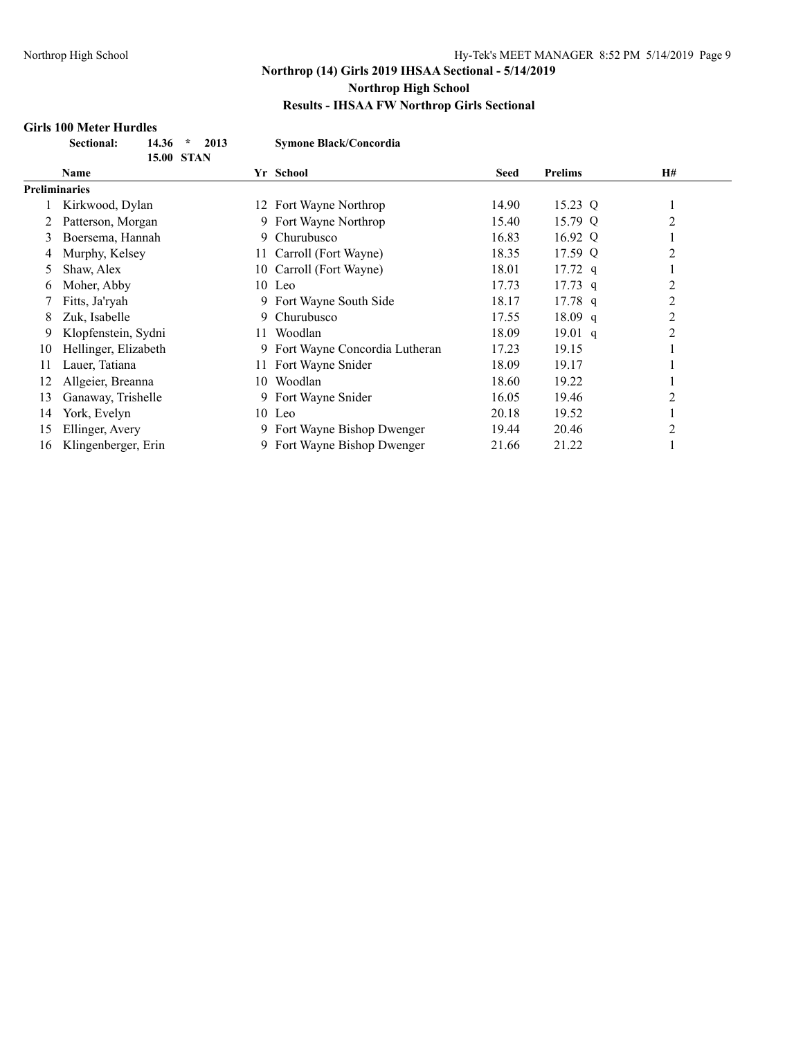**Northrop (14) Girls 2019 IHSAA Sectional - 5/14/2019**

**Northrop High School**

**Results - IHSAA FW Northrop Girls Sectional**

### Girls 100 Meter Hurdles

**Sectional: 14.36 * 2013 Symone Black/Concordia**

**15.00 STAN**

| | Name | Yr | School | Seed | Prelims | | H# |
|---|---|---|---|---|---|---|---|
| **Preliminaries** | | | | | | | |
| 1 | Kirkwood, Dylan | 12 | Fort Wayne Northrop | 14.90 | 15.23 | Q | 1 |
| 2 | Patterson, Morgan | 9 | Fort Wayne Northrop | 15.40 | 15.79 | Q | 2 |
| 3 | Boersema, Hannah | 9 | Churubusco | 16.83 | 16.92 | Q | 1 |
| 4 | Murphy, Kelsey | 11 | Carroll (Fort Wayne) | 18.35 | 17.59 | Q | 2 |
| 5 | Shaw, Alex | 10 | Carroll (Fort Wayne) | 18.01 | 17.72 | q | 1 |
| 6 | Moher, Abby | 10 | Leo | 17.73 | 17.73 | q | 2 |
| 7 | Fitts, Ja'ryah | 9 | Fort Wayne South Side | 18.17 | 17.78 | q | 2 |
| 8 | Zuk, Isabelle | 9 | Churubusco | 17.55 | 18.09 | q | 2 |
| 9 | Klopfenstein, Sydni | 11 | Woodlan | 18.09 | 19.01 | q | 2 |
| 10 | Hellinger, Elizabeth | 9 | Fort Wayne Concordia Lutheran | 17.23 | 19.15 | | 1 |
| 11 | Lauer, Tatiana | 11 | Fort Wayne Snider | 18.09 | 19.17 | | 1 |
| 12 | Allgeier, Breanna | 10 | Woodlan | 18.60 | 19.22 | | 1 |
| 13 | Ganaway, Trishelle | 9 | Fort Wayne Snider | 16.05 | 19.46 | | 2 |
| 14 | York, Evelyn | 10 | Leo | 20.18 | 19.52 | | 1 |
| 15 | Ellinger, Avery | 9 | Fort Wayne Bishop Dwenger | 19.44 | 20.46 | | 2 |
| 16 | Klingenberger, Erin | 9 | Fort Wayne Bishop Dwenger | 21.66 | 21.22 | | 1 |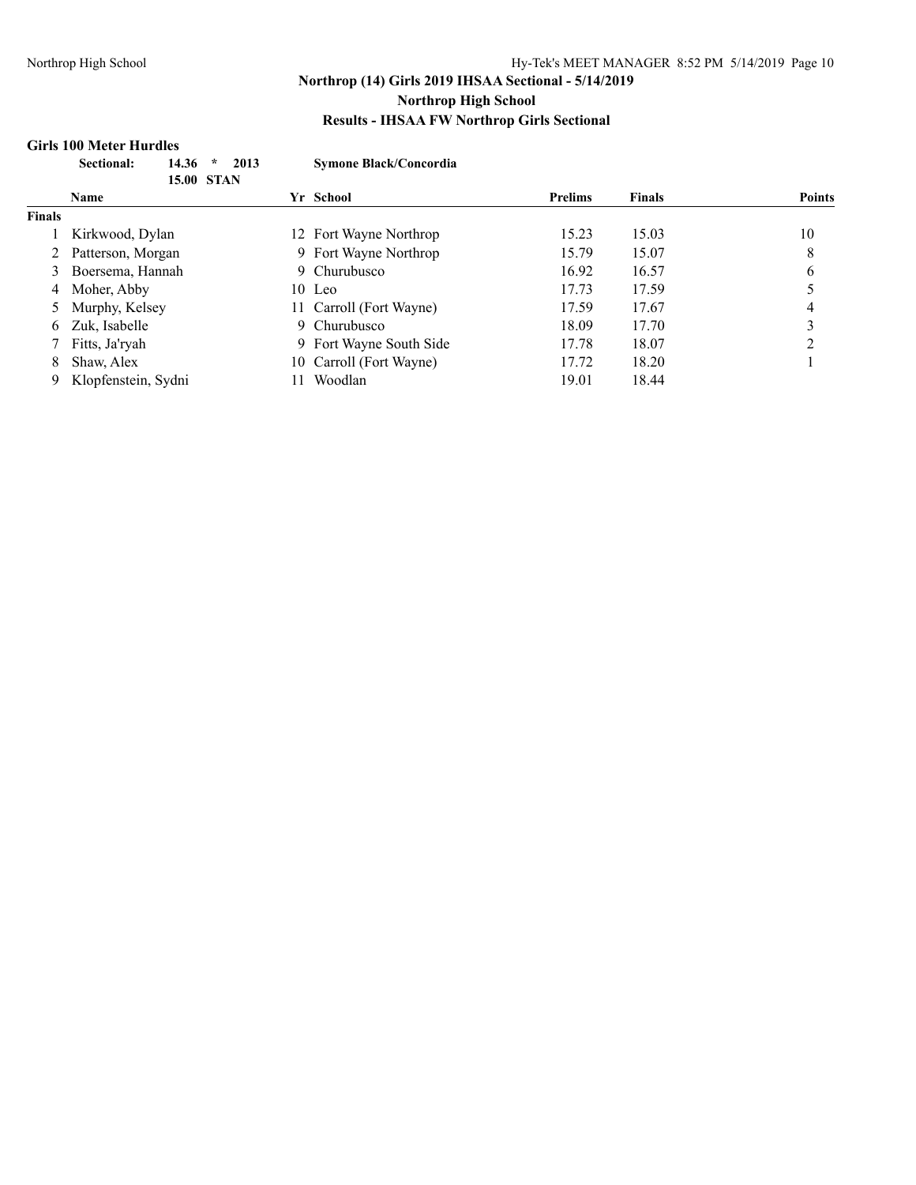**Northrop (14) Girls 2019 IHSAA Sectional - 5/14/2019**

**Northrop High School**

**Results - IHSAA FW Northrop Girls Sectional**

### Girls 100 Meter Hurdles

**Sectional: 14.36 * 2013 Symone Black/Concordia**

**15.00 STAN**

| | Name | Yr | School | Prelims | Finals | Points |
|---|---|---|---|---|---|---|
| **Finals** | | | | | | |
| 1 | Kirkwood, Dylan | 12 | Fort Wayne Northrop | 15.23 | 15.03 | 10 |
| 2 | Patterson, Morgan | 9 | Fort Wayne Northrop | 15.79 | 15.07 | 8 |
| 3 | Boersema, Hannah | 9 | Churubusco | 16.92 | 16.57 | 6 |
| 4 | Moher, Abby | 10 | Leo | 17.73 | 17.59 | 5 |
| 5 | Murphy, Kelsey | 11 | Carroll (Fort Wayne) | 17.59 | 17.67 | 4 |
| 6 | Zuk, Isabelle | 9 | Churubusco | 18.09 | 17.70 | 3 |
| 7 | Fitts, Ja'ryah | 9 | Fort Wayne South Side | 17.78 | 18.07 | 2 |
| 8 | Shaw, Alex | 10 | Carroll (Fort Wayne) | 17.72 | 18.20 | 1 |
| 9 | Klopfenstein, Sydni | 11 | Woodlan | 19.01 | 18.44 | |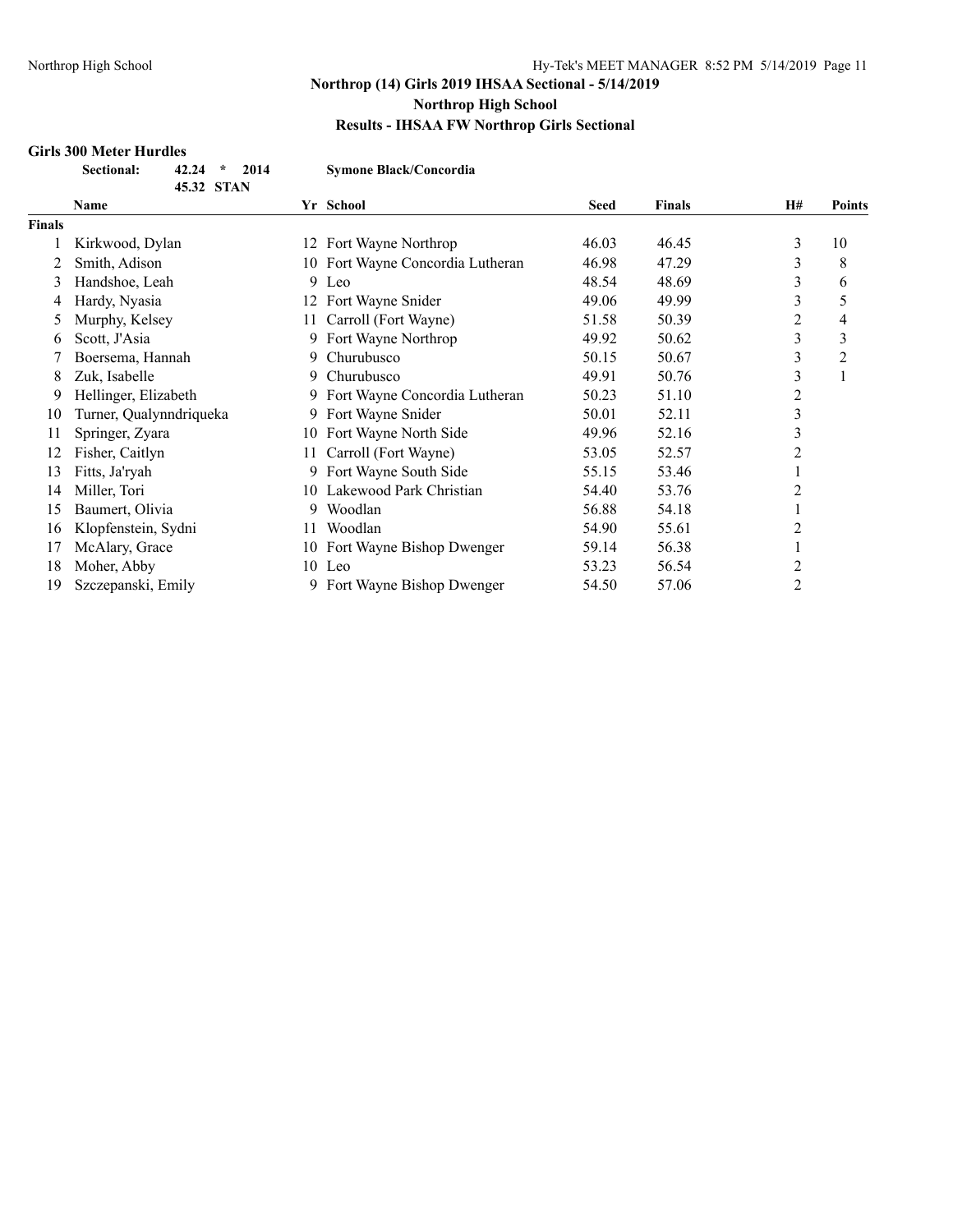## Northrop (14) Girls 2019 IHSAA Sectional - 5/14/2019

## Northrop High School

## Results - IHSAA FW Northrop Girls Sectional

### Girls 300 Meter Hurdles

**Sectional:** 42.24 * 2014 **Symone Black/Concordia**
45.32 STAN

| | Name | Yr | School | Seed | Finals | H# | Points |
|---|---|---|---|---|---|---|---|
| **Finals** | | | | | | | |
| 1 | Kirkwood, Dylan | 12 | Fort Wayne Northrop | 46.03 | 46.45 | 3 | 10 |
| 2 | Smith, Adison | 10 | Fort Wayne Concordia Lutheran | 46.98 | 47.29 | 3 | 8 |
| 3 | Handshoe, Leah | 9 | Leo | 48.54 | 48.69 | 3 | 6 |
| 4 | Hardy, Nyasia | 12 | Fort Wayne Snider | 49.06 | 49.99 | 3 | 5 |
| 5 | Murphy, Kelsey | 11 | Carroll (Fort Wayne) | 51.58 | 50.39 | 2 | 4 |
| 6 | Scott, J'Asia | 9 | Fort Wayne Northrop | 49.92 | 50.62 | 3 | 3 |
| 7 | Boersema, Hannah | 9 | Churubusco | 50.15 | 50.67 | 3 | 2 |
| 8 | Zuk, Isabelle | 9 | Churubusco | 49.91 | 50.76 | 3 | 1 |
| 9 | Hellinger, Elizabeth | 9 | Fort Wayne Concordia Lutheran | 50.23 | 51.10 | 2 | |
| 10 | Turner, Qualynndriqueka | 9 | Fort Wayne Snider | 50.01 | 52.11 | 3 | |
| 11 | Springer, Zyara | 10 | Fort Wayne North Side | 49.96 | 52.16 | 3 | |
| 12 | Fisher, Caitlyn | 11 | Carroll (Fort Wayne) | 53.05 | 52.57 | 2 | |
| 13 | Fitts, Ja'ryah | 9 | Fort Wayne South Side | 55.15 | 53.46 | 1 | |
| 14 | Miller, Tori | 10 | Lakewood Park Christian | 54.40 | 53.76 | 2 | |
| 15 | Baumert, Olivia | 9 | Woodlan | 56.88 | 54.18 | 1 | |
| 16 | Klopfenstein, Sydni | 11 | Woodlan | 54.90 | 55.61 | 2 | |
| 17 | McAlary, Grace | 10 | Fort Wayne Bishop Dwenger | 59.14 | 56.38 | 1 | |
| 18 | Moher, Abby | 10 | Leo | 53.23 | 56.54 | 2 | |
| 19 | Szczepanski, Emily | 9 | Fort Wayne Bishop Dwenger | 54.50 | 57.06 | 2 | |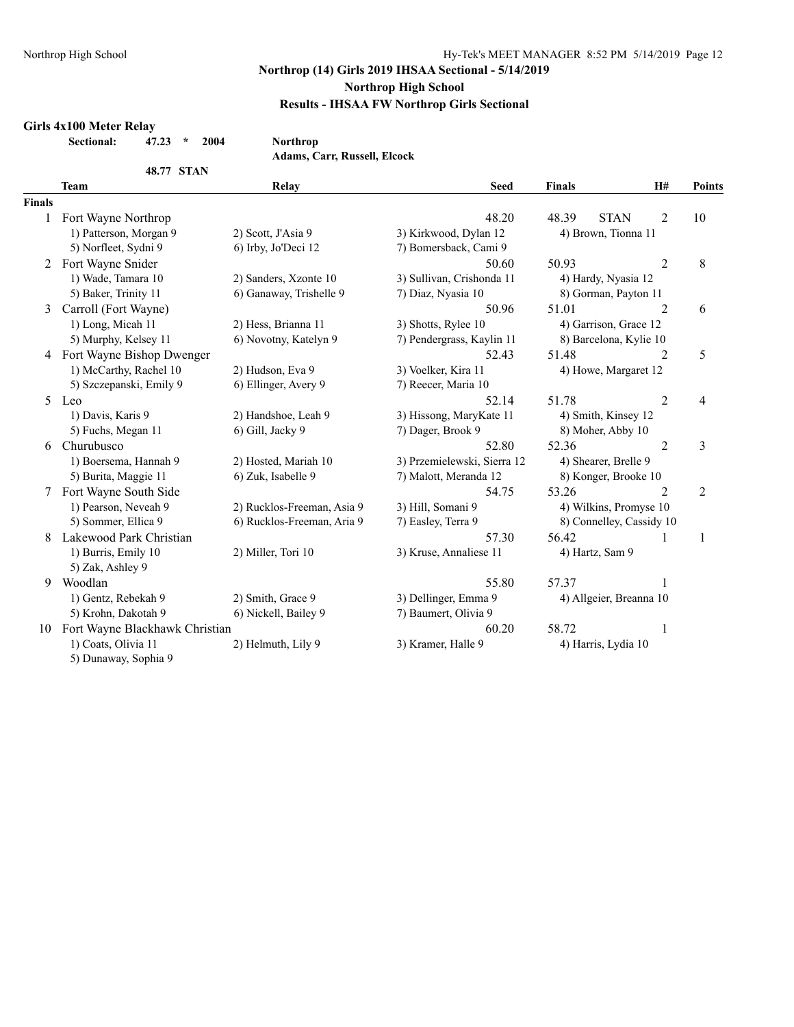## Northrop (14) Girls 2019 IHSAA Sectional - 5/14/2019

### Northrop High School

### Results - IHSAA FW Northrop Girls Sectional

**Girls 4x100 Meter Relay**

**Sectional: 47.23 * 2004 Northrop**
**Adams, Carr, Russell, Elcock**

48.77 STAN

| | Team | Relay | Seed | Finals | | H# | Points |
|---|---|---|---|---|---|---|---|
| **Finals** | | | | | | | |
| 1 | Fort Wayne Northrop | | 48.20 | 48.39 | STAN | 2 | 10 |
| | 1) Patterson, Morgan 9 | 2) Scott, J'Asia 9 | 3) Kirkwood, Dylan 12 | 4) Brown, Tionna 11 | | | |
| | 5) Norfleet, Sydni 9 | 6) Irby, Jo'Deci 12 | 7) Bomersback, Cami 9 | | | | |
| 2 | Fort Wayne Snider | | 50.60 | 50.93 | | 2 | 8 |
| | 1) Wade, Tamara 10 | 2) Sanders, Xzonte 10 | 3) Sullivan, Crishonda 11 | 4) Hardy, Nyasia 12 | | | |
| | 5) Baker, Trinity 11 | 6) Ganaway, Trishelle 9 | 7) Diaz, Nyasia 10 | 8) Gorman, Payton 11 | | | |
| 3 | Carroll (Fort Wayne) | | 50.96 | 51.01 | | 2 | 6 |
| | 1) Long, Micah 11 | 2) Hess, Brianna 11 | 3) Shotts, Rylee 10 | 4) Garrison, Grace 12 | | | |
| | 5) Murphy, Kelsey 11 | 6) Novotny, Katelyn 9 | 7) Pendergrass, Kaylin 11 | 8) Barcelona, Kylie 10 | | | |
| 4 | Fort Wayne Bishop Dwenger | | 52.43 | 51.48 | | 2 | 5 |
| | 1) McCarthy, Rachel 10 | 2) Hudson, Eva 9 | 3) Voelker, Kira 11 | 4) Howe, Margaret 12 | | | |
| | 5) Szczepanski, Emily 9 | 6) Ellinger, Avery 9 | 7) Reecer, Maria 10 | | | | |
| 5 | Leo | | 52.14 | 51.78 | | 2 | 4 |
| | 1) Davis, Karis 9 | 2) Handshoe, Leah 9 | 3) Hissong, MaryKate 11 | 4) Smith, Kinsey 12 | | | |
| | 5) Fuchs, Megan 11 | 6) Gill, Jacky 9 | 7) Dager, Brook 9 | 8) Moher, Abby 10 | | | |
| 6 | Churubusco | | 52.80 | 52.36 | | 2 | 3 |
| | 1) Boersema, Hannah 9 | 2) Hosted, Mariah 10 | 3) Przemielewski, Sierra 12 | 4) Shearer, Brelle 9 | | | |
| | 5) Burita, Maggie 11 | 6) Zuk, Isabelle 9 | 7) Malott, Meranda 12 | 8) Konger, Brooke 10 | | | |
| 7 | Fort Wayne South Side | | 54.75 | 53.26 | | 2 | 2 |
| | 1) Pearson, Neveah 9 | 2) Rucklos-Freeman, Asia 9 | 3) Hill, Somani 9 | 4) Wilkins, Promyse 10 | | | |
| | 5) Sommer, Ellica 9 | 6) Rucklos-Freeman, Aria 9 | 7) Easley, Terra 9 | 8) Connelley, Cassidy 10 | | | |
| 8 | Lakewood Park Christian | | 57.30 | 56.42 | | 1 | 1 |
| | 1) Burris, Emily 10 | 2) Miller, Tori 10 | 3) Kruse, Annaliese 11 | 4) Hartz, Sam 9 | | | |
| | 5) Zak, Ashley 9 | | | | | | |
| 9 | Woodlan | | 55.80 | 57.37 | | 1 | |
| | 1) Gentz, Rebekah 9 | 2) Smith, Grace 9 | 3) Dellinger, Emma 9 | 4) Allgeier, Breanna 10 | | | |
| | 5) Krohn, Dakotah 9 | 6) Nickell, Bailey 9 | 7) Baumert, Olivia 9 | | | | |
| 10 | Fort Wayne Blackhawk Christian | | 60.20 | 58.72 | | 1 | |
| | 1) Coats, Olivia 11 | 2) Helmuth, Lily 9 | 3) Kramer, Halle 9 | 4) Harris, Lydia 10 | | | |
| | 5) Dunaway, Sophia 9 | | | | | | |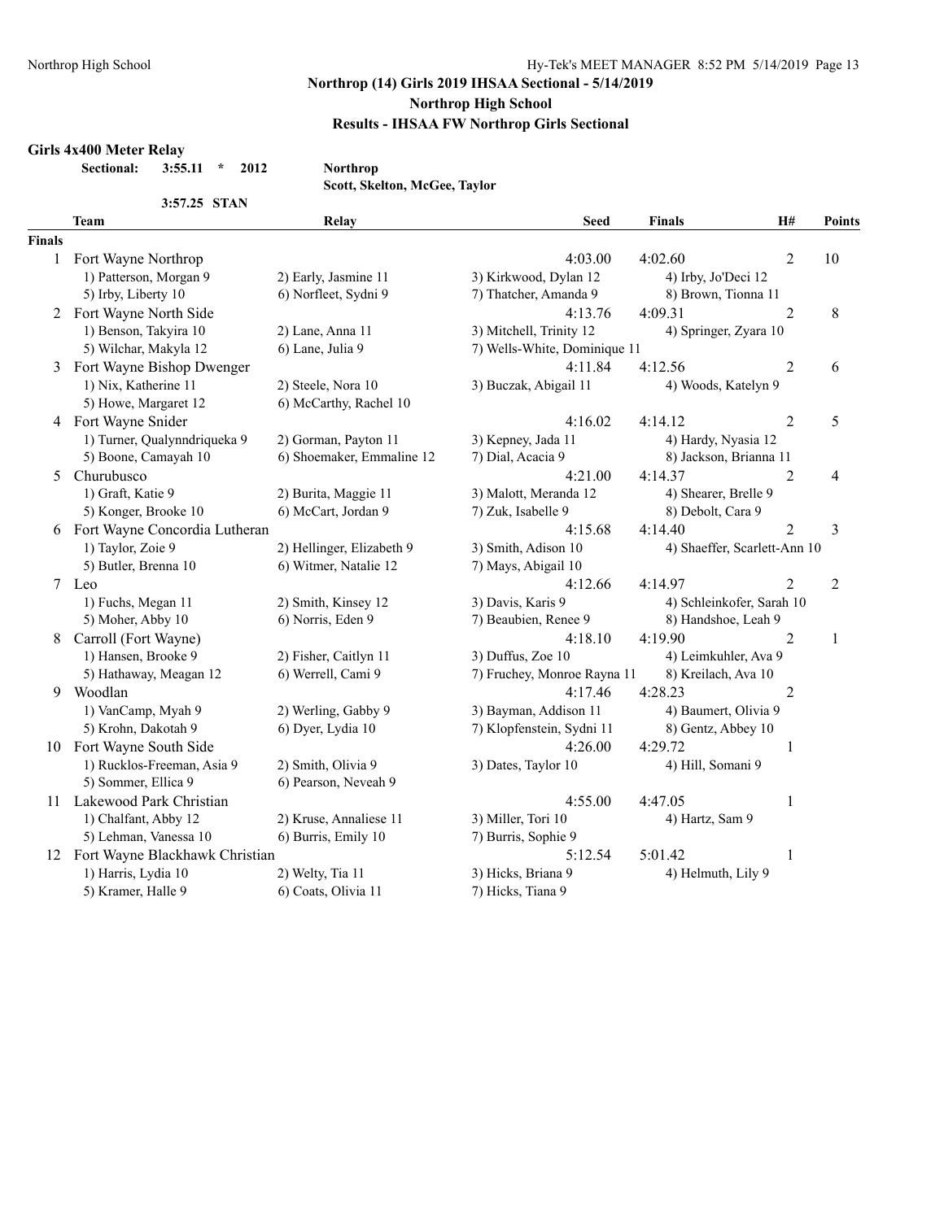## Northrop (14) Girls 2019 IHSAA Sectional - 5/14/2019

### Northrop High School

### Results - IHSAA FW Northrop Girls Sectional

**Girls 4x400 Meter Relay**

**Sectional:** **3:55.11** * **2012** **Northrop**
**Scott, Skelton, McGee, Taylor**

3:57.25 STAN

| | Team | Relay | Seed | Finals | H# | Points |
|---|---|---|---|---|---|---|
| **Finals** | | | | | | |
| 1 | Fort Wayne Northrop | | 4:03.00 | 4:02.60 | 2 | 10 |
| | 1) Patterson, Morgan 9 | 2) Early, Jasmine 11 | 3) Kirkwood, Dylan 12 | 4) Irby, Jo'Deci 12 | | |
| | 5) Irby, Liberty 10 | 6) Norfleet, Sydni 9 | 7) Thatcher, Amanda 9 | 8) Brown, Tionna 11 | | |
| 2 | Fort Wayne North Side | | 4:13.76 | 4:09.31 | 2 | 8 |
| | 1) Benson, Takyira 10 | 2) Lane, Anna 11 | 3) Mitchell, Trinity 12 | 4) Springer, Zyara 10 | | |
| | 5) Wilchar, Makyla 12 | 6) Lane, Julia 9 | 7) Wells-White, Dominique 11 | | | |
| 3 | Fort Wayne Bishop Dwenger | | 4:11.84 | 4:12.56 | 2 | 6 |
| | 1) Nix, Katherine 11 | 2) Steele, Nora 10 | 3) Buczak, Abigail 11 | 4) Woods, Katelyn 9 | | |
| | 5) Howe, Margaret 12 | 6) McCarthy, Rachel 10 | | | | |
| 4 | Fort Wayne Snider | | 4:16.02 | 4:14.12 | 2 | 5 |
| | 1) Turner, Qualynndriqueka 9 | 2) Gorman, Payton 11 | 3) Kepney, Jada 11 | 4) Hardy, Nyasia 12 | | |
| | 5) Boone, Camayah 10 | 6) Shoemaker, Emmaline 12 | 7) Dial, Acacia 9 | 8) Jackson, Brianna 11 | | |
| 5 | Churubusco | | 4:21.00 | 4:14.37 | 2 | 4 |
| | 1) Graft, Katie 9 | 2) Burita, Maggie 11 | 3) Malott, Meranda 12 | 4) Shearer, Brelle 9 | | |
| | 5) Konger, Brooke 10 | 6) McCart, Jordan 9 | 7) Zuk, Isabelle 9 | 8) Debolt, Cara 9 | | |
| 6 | Fort Wayne Concordia Lutheran | | 4:15.68 | 4:14.40 | 2 | 3 |
| | 1) Taylor, Zoie 9 | 2) Hellinger, Elizabeth 9 | 3) Smith, Adison 10 | 4) Shaeffer, Scarlett-Ann 10 | | |
| | 5) Butler, Brenna 10 | 6) Witmer, Natalie 12 | 7) Mays, Abigail 10 | | | |
| 7 | Leo | | 4:12.66 | 4:14.97 | 2 | 2 |
| | 1) Fuchs, Megan 11 | 2) Smith, Kinsey 12 | 3) Davis, Karis 9 | 4) Schleinkofer, Sarah 10 | | |
| | 5) Moher, Abby 10 | 6) Norris, Eden 9 | 7) Beaubien, Renee 9 | 8) Handshoe, Leah 9 | | |
| 8 | Carroll (Fort Wayne) | | 4:18.10 | 4:19.90 | 2 | 1 |
| | 1) Hansen, Brooke 9 | 2) Fisher, Caitlyn 11 | 3) Duffus, Zoe 10 | 4) Leimkuhler, Ava 9 | | |
| | 5) Hathaway, Meagan 12 | 6) Werrell, Cami 9 | 7) Fruchey, Monroe Rayna 11 | 8) Kreilach, Ava 10 | | |
| 9 | Woodlan | | 4:17.46 | 4:28.23 | 2 | |
| | 1) VanCamp, Myah 9 | 2) Werling, Gabby 9 | 3) Bayman, Addison 11 | 4) Baumert, Olivia 9 | | |
| | 5) Krohn, Dakotah 9 | 6) Dyer, Lydia 10 | 7) Klopfenstein, Sydni 11 | 8) Gentz, Abbey 10 | | |
| 10 | Fort Wayne South Side | | 4:26.00 | 4:29.72 | 1 | |
| | 1) Rucklos-Freeman, Asia 9 | 2) Smith, Olivia 9 | 3) Dates, Taylor 10 | 4) Hill, Somani 9 | | |
| | 5) Sommer, Ellica 9 | 6) Pearson, Neveah 9 | | | | |
| 11 | Lakewood Park Christian | | 4:55.00 | 4:47.05 | 1 | |
| | 1) Chalfant, Abby 12 | 2) Kruse, Annaliese 11 | 3) Miller, Tori 10 | 4) Hartz, Sam 9 | | |
| | 5) Lehman, Vanessa 10 | 6) Burris, Emily 10 | 7) Burris, Sophie 9 | | | |
| 12 | Fort Wayne Blackhawk Christian | | 5:12.54 | 5:01.42 | 1 | |
| | 1) Harris, Lydia 10 | 2) Welty, Tia 11 | 3) Hicks, Briana 9 | 4) Helmuth, Lily 9 | | |
| | 5) Kramer, Halle 9 | 6) Coats, Olivia 11 | 7) Hicks, Tiana 9 | | | |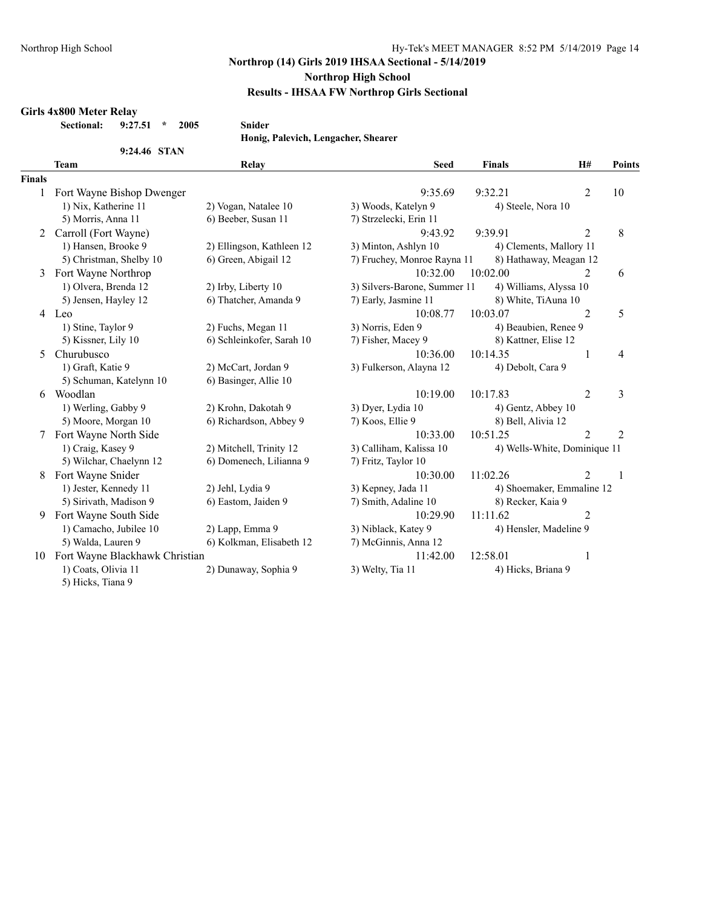## Northrop (14) Girls 2019 IHSAA Sectional - 5/14/2019

### Northrop High School

### Results - IHSAA FW Northrop Girls Sectional

**Girls 4x800 Meter Relay**

**Sectional: 9:27.51 * 2005 Snider**
**Honig, Palevich, Lengacher, Shearer**

**9:24.46 STAN**

| | Team | Relay | Seed | Finals | H# | Points |
|---|---|---|---|---|---|---|
| **Finals** | | | | | | |
| 1 | Fort Wayne Bishop Dwenger | | 9:35.69 | 9:32.21 | 2 | 10 |
| | 1) Nix, Katherine 11 | 2) Vogan, Natalee 10 | 3) Woods, Katelyn 9 | 4) Steele, Nora 10 | | |
| | 5) Morris, Anna 11 | 6) Beeber, Susan 11 | 7) Strzelecki, Erin 11 | | | |
| 2 | Carroll (Fort Wayne) | | 9:43.92 | 9:39.91 | 2 | 8 |
| | 1) Hansen, Brooke 9 | 2) Ellingson, Kathleen 12 | 3) Minton, Ashlyn 10 | 4) Clements, Mallory 11 | | |
| | 5) Christman, Shelby 10 | 6) Green, Abigail 12 | 7) Fruchey, Monroe Rayna 11 | 8) Hathaway, Meagan 12 | | |
| 3 | Fort Wayne Northrop | | 10:32.00 | 10:02.00 | 2 | 6 |
| | 1) Olvera, Brenda 12 | 2) Irby, Liberty 10 | 3) Silvers-Barone, Summer 11 | 4) Williams, Alyssa 10 | | |
| | 5) Jensen, Hayley 12 | 6) Thatcher, Amanda 9 | 7) Early, Jasmine 11 | 8) White, TiAuna 10 | | |
| 4 | Leo | | 10:08.77 | 10:03.07 | 2 | 5 |
| | 1) Stine, Taylor 9 | 2) Fuchs, Megan 11 | 3) Norris, Eden 9 | 4) Beaubien, Renee 9 | | |
| | 5) Kissner, Lily 10 | 6) Schleinkofer, Sarah 10 | 7) Fisher, Macey 9 | 8) Kattner, Elise 12 | | |
| 5 | Churubusco | | 10:36.00 | 10:14.35 | 1 | 4 |
| | 1) Graft, Katie 9 | 2) McCart, Jordan 9 | 3) Fulkerson, Alayna 12 | 4) Debolt, Cara 9 | | |
| | 5) Schuman, Katelynn 10 | 6) Basinger, Allie 10 | | | | |
| 6 | Woodlan | | 10:19.00 | 10:17.83 | 2 | 3 |
| | 1) Werling, Gabby 9 | 2) Krohn, Dakotah 9 | 3) Dyer, Lydia 10 | 4) Gentz, Abbey 10 | | |
| | 5) Moore, Morgan 10 | 6) Richardson, Abbey 9 | 7) Koos, Ellie 9 | 8) Bell, Alivia 12 | | |
| 7 | Fort Wayne North Side | | 10:33.00 | 10:51.25 | 2 | 2 |
| | 1) Craig, Kasey 9 | 2) Mitchell, Trinity 12 | 3) Calliham, Kalissa 10 | 4) Wells-White, Dominique 11 | | |
| | 5) Wilchar, Chaelynn 12 | 6) Domenech, Lilianna 9 | 7) Fritz, Taylor 10 | | | |
| 8 | Fort Wayne Snider | | 10:30.00 | 11:02.26 | 2 | 1 |
| | 1) Jester, Kennedy 11 | 2) Jehl, Lydia 9 | 3) Kepney, Jada 11 | 4) Shoemaker, Emmaline 12 | | |
| | 5) Sirivath, Madison 9 | 6) Eastom, Jaiden 9 | 7) Smith, Adaline 10 | 8) Recker, Kaia 9 | | |
| 9 | Fort Wayne South Side | | 10:29.90 | 11:11.62 | 2 | |
| | 1) Camacho, Jubilee 10 | 2) Lapp, Emma 9 | 3) Niblack, Katey 9 | 4) Hensler, Madeline 9 | | |
| | 5) Walda, Lauren 9 | 6) Kolkman, Elisabeth 12 | 7) McGinnis, Anna 12 | | | |
| 10 | Fort Wayne Blackhawk Christian | | 11:42.00 | 12:58.01 | 1 | |
| | 1) Coats, Olivia 11 | 2) Dunaway, Sophia 9 | 3) Welty, Tia 11 | 4) Hicks, Briana 9 | | |
| | 5) Hicks, Tiana 9 | | | | | |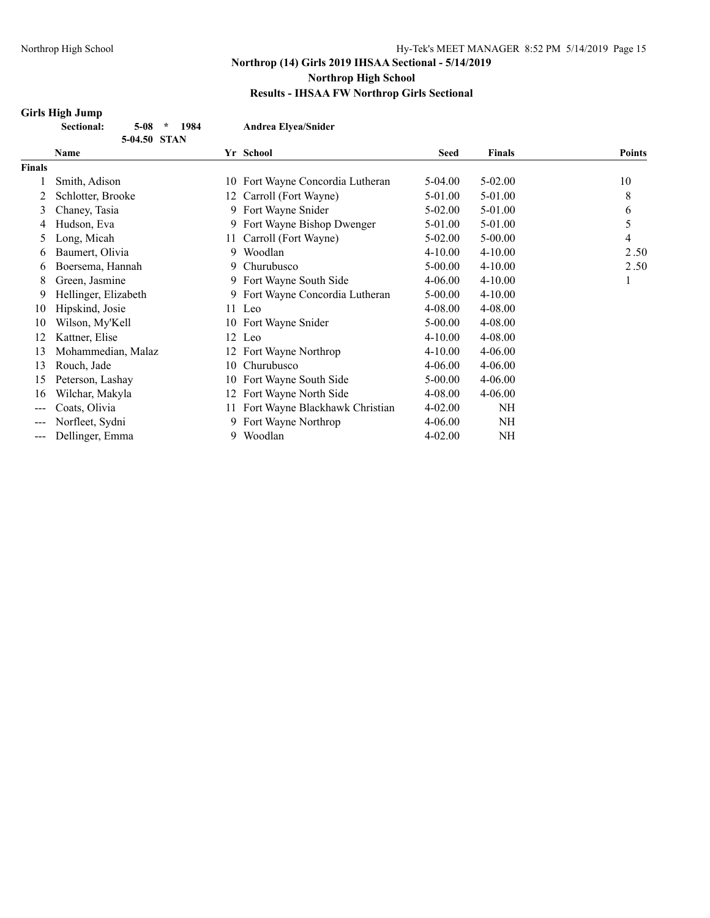**Northrop (14) Girls 2019 IHSAA Sectional - 5/14/2019**

**Northrop High School**

**Results - IHSAA FW Northrop Girls Sectional**

### Girls High Jump

**Sectional: 5-08 * 1984 Andrea Elyea/Snider**

**5-04.50 STAN**

| | Name | Yr | School | Seed | Finals | Points |
|---|---|---|---|---|---|---|
| **Finals** | | | | | | |
| 1 | Smith, Adison | 10 | Fort Wayne Concordia Lutheran | 5-04.00 | 5-02.00 | 10 |
| 2 | Schlotter, Brooke | 12 | Carroll (Fort Wayne) | 5-01.00 | 5-01.00 | 8 |
| 3 | Chaney, Tasia | 9 | Fort Wayne Snider | 5-02.00 | 5-01.00 | 6 |
| 4 | Hudson, Eva | 9 | Fort Wayne Bishop Dwenger | 5-01.00 | 5-01.00 | 5 |
| 5 | Long, Micah | 11 | Carroll (Fort Wayne) | 5-02.00 | 5-00.00 | 4 |
| 6 | Baumert, Olivia | 9 | Woodlan | 4-10.00 | 4-10.00 | 2.50 |
| 6 | Boersema, Hannah | 9 | Churubusco | 5-00.00 | 4-10.00 | 2.50 |
| 8 | Green, Jasmine | 9 | Fort Wayne South Side | 4-06.00 | 4-10.00 | 1 |
| 9 | Hellinger, Elizabeth | 9 | Fort Wayne Concordia Lutheran | 5-00.00 | 4-10.00 | |
| 10 | Hipskind, Josie | 11 | Leo | 4-08.00 | 4-08.00 | |
| 10 | Wilson, My'Kell | 10 | Fort Wayne Snider | 5-00.00 | 4-08.00 | |
| 12 | Kattner, Elise | 12 | Leo | 4-10.00 | 4-08.00 | |
| 13 | Mohammedian, Malaz | 12 | Fort Wayne Northrop | 4-10.00 | 4-06.00 | |
| 13 | Rouch, Jade | 10 | Churubusco | 4-06.00 | 4-06.00 | |
| 15 | Peterson, Lashay | 10 | Fort Wayne South Side | 5-00.00 | 4-06.00 | |
| 16 | Wilchar, Makyla | 12 | Fort Wayne North Side | 4-08.00 | 4-06.00 | |
| --- | Coats, Olivia | 11 | Fort Wayne Blackhawk Christian | 4-02.00 | NH | |
| --- | Norfleet, Sydni | 9 | Fort Wayne Northrop | 4-06.00 | NH | |
| --- | Dellinger, Emma | 9 | Woodlan | 4-02.00 | NH | |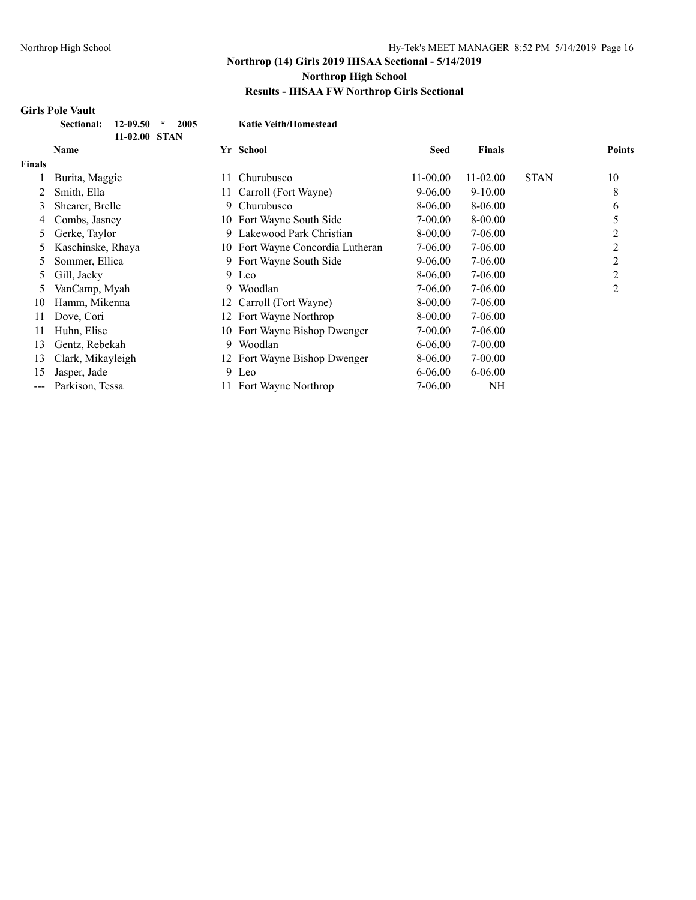**Northrop (14) Girls 2019 IHSAA Sectional - 5/14/2019**
**Northrop High School**
**Results - IHSAA FW Northrop Girls Sectional**

## Girls Pole Vault

**Sectional: 12-09.50 * 2005 Katie Veith/Homestead**
**11-02.00 STAN**

| | Name | Yr | School | Seed | Finals | | Points |
|---|---|---|---|---|---|---|---|
| **Finals** | | | | | | | |
| 1 | Burita, Maggie | 11 | Churubusco | 11-00.00 | 11-02.00 | STAN | 10 |
| 2 | Smith, Ella | 11 | Carroll (Fort Wayne) | 9-06.00 | 9-10.00 | | 8 |
| 3 | Shearer, Brelle | 9 | Churubusco | 8-06.00 | 8-06.00 | | 6 |
| 4 | Combs, Jasney | 10 | Fort Wayne South Side | 7-00.00 | 8-00.00 | | 5 |
| 5 | Gerke, Taylor | 9 | Lakewood Park Christian | 8-00.00 | 7-06.00 | | 2 |
| 5 | Kaschinske, Rhaya | 10 | Fort Wayne Concordia Lutheran | 7-06.00 | 7-06.00 | | 2 |
| 5 | Sommer, Ellica | 9 | Fort Wayne South Side | 9-06.00 | 7-06.00 | | 2 |
| 5 | Gill, Jacky | 9 | Leo | 8-06.00 | 7-06.00 | | 2 |
| 5 | VanCamp, Myah | 9 | Woodlan | 7-06.00 | 7-06.00 | | 2 |
| 10 | Hamm, Mikenna | 12 | Carroll (Fort Wayne) | 8-00.00 | 7-06.00 | | |
| 11 | Dove, Cori | 12 | Fort Wayne Northrop | 8-00.00 | 7-06.00 | | |
| 11 | Huhn, Elise | 10 | Fort Wayne Bishop Dwenger | 7-00.00 | 7-06.00 | | |
| 13 | Gentz, Rebekah | 9 | Woodlan | 6-06.00 | 7-00.00 | | |
| 13 | Clark, Mikayleigh | 12 | Fort Wayne Bishop Dwenger | 8-06.00 | 7-00.00 | | |
| 15 | Jasper, Jade | 9 | Leo | 6-06.00 | 6-06.00 | | |
| --- | Parkison, Tessa | 11 | Fort Wayne Northrop | 7-06.00 | NH | | |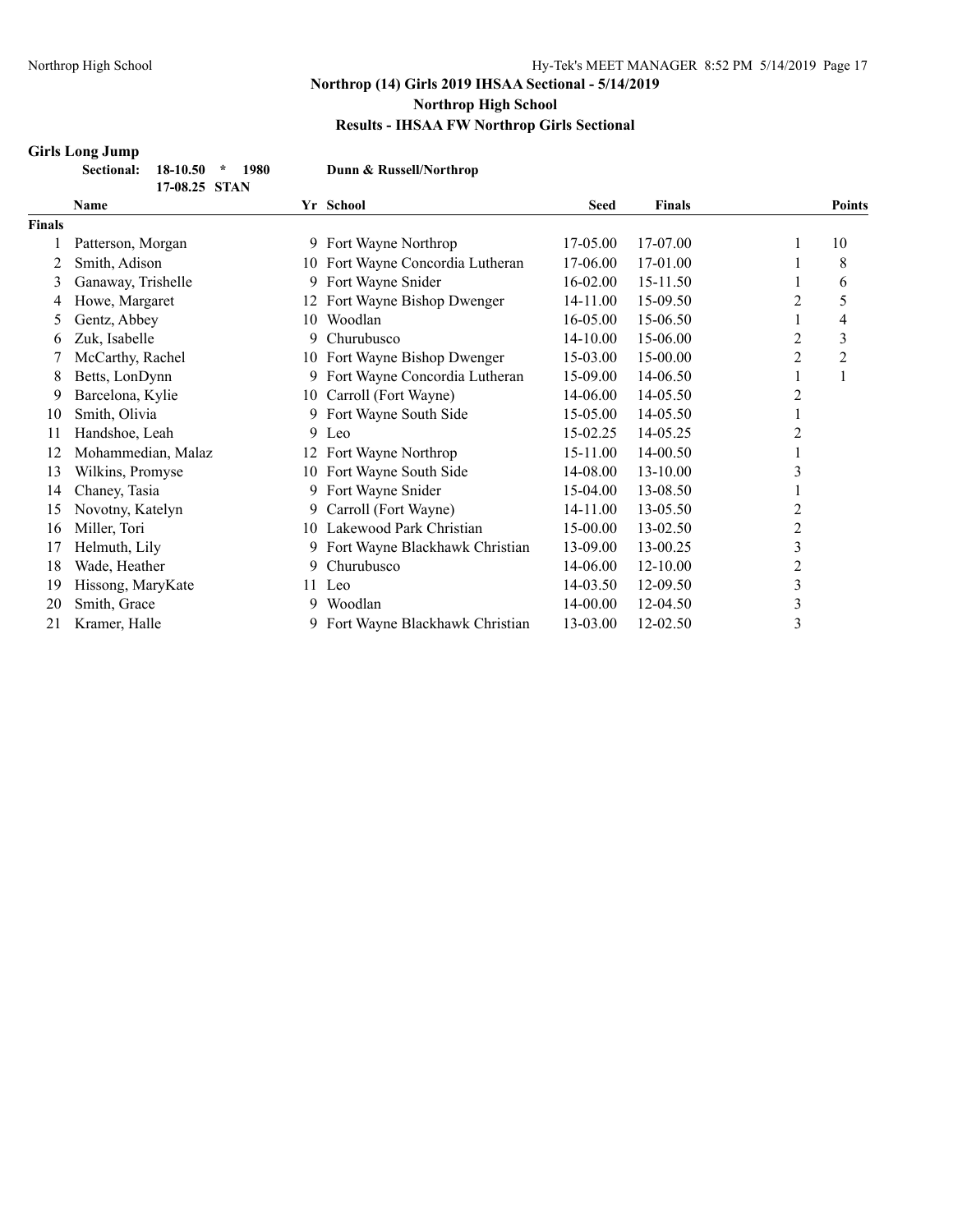## Northrop (14) Girls 2019 IHSAA Sectional - 5/14/2019

### Northrop High School

### Results - IHSAA FW Northrop Girls Sectional

**Girls Long Jump**

**Sectional: 18-10.50 * 1980 Dunn & Russell/Northrop**
**17-08.25 STAN**

| | Name | Yr | School | Seed | Finals | | Points |
|---|---|---|---|---|---|---|---|
| **Finals** | | | | | | | |
| 1 | Patterson, Morgan | 9 | Fort Wayne Northrop | 17-05.00 | 17-07.00 | 1 | 10 |
| 2 | Smith, Adison | 10 | Fort Wayne Concordia Lutheran | 17-06.00 | 17-01.00 | 1 | 8 |
| 3 | Ganaway, Trishelle | 9 | Fort Wayne Snider | 16-02.00 | 15-11.50 | 1 | 6 |
| 4 | Howe, Margaret | 12 | Fort Wayne Bishop Dwenger | 14-11.00 | 15-09.50 | 2 | 5 |
| 5 | Gentz, Abbey | 10 | Woodlan | 16-05.00 | 15-06.50 | 1 | 4 |
| 6 | Zuk, Isabelle | 9 | Churubusco | 14-10.00 | 15-06.00 | 2 | 3 |
| 7 | McCarthy, Rachel | 10 | Fort Wayne Bishop Dwenger | 15-03.00 | 15-00.00 | 2 | 2 |
| 8 | Betts, LonDynn | 9 | Fort Wayne Concordia Lutheran | 15-09.00 | 14-06.50 | 1 | 1 |
| 9 | Barcelona, Kylie | 10 | Carroll (Fort Wayne) | 14-06.00 | 14-05.50 | 2 | |
| 10 | Smith, Olivia | 9 | Fort Wayne South Side | 15-05.00 | 14-05.50 | 1 | |
| 11 | Handshoe, Leah | 9 | Leo | 15-02.25 | 14-05.25 | 2 | |
| 12 | Mohammedian, Malaz | 12 | Fort Wayne Northrop | 15-11.00 | 14-00.50 | 1 | |
| 13 | Wilkins, Promyse | 10 | Fort Wayne South Side | 14-08.00 | 13-10.00 | 3 | |
| 14 | Chaney, Tasia | 9 | Fort Wayne Snider | 15-04.00 | 13-08.50 | 1 | |
| 15 | Novotny, Katelyn | 9 | Carroll (Fort Wayne) | 14-11.00 | 13-05.50 | 2 | |
| 16 | Miller, Tori | 10 | Lakewood Park Christian | 15-00.00 | 13-02.50 | 2 | |
| 17 | Helmuth, Lily | 9 | Fort Wayne Blackhawk Christian | 13-09.00 | 13-00.25 | 3 | |
| 18 | Wade, Heather | 9 | Churubusco | 14-06.00 | 12-10.00 | 2 | |
| 19 | Hissong, MaryKate | 11 | Leo | 14-03.50 | 12-09.50 | 3 | |
| 20 | Smith, Grace | 9 | Woodlan | 14-00.00 | 12-04.50 | 3 | |
| 21 | Kramer, Halle | 9 | Fort Wayne Blackhawk Christian | 13-03.00 | 12-02.50 | 3 | |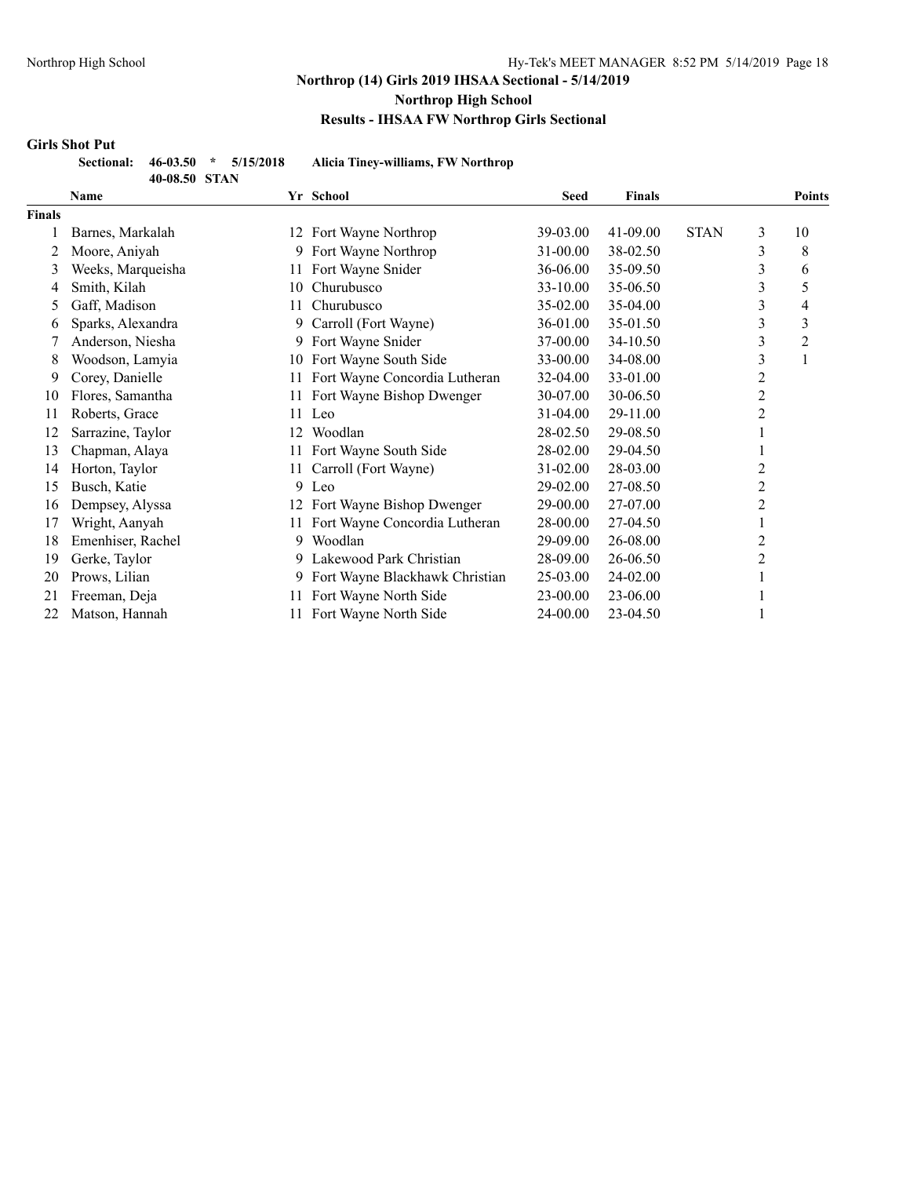## Northrop (14) Girls 2019 IHSAA Sectional - 5/14/2019

### Northrop High School

### Results - IHSAA FW Northrop Girls Sectional

**Girls Shot Put**

**Sectional: 46-03.50 * 5/15/2018 Alicia Tiney-williams, FW Northrop**
**40-08.50 STAN**

| | Name | Yr | School | Seed | Finals | | | Points |
|---|---|---|---|---|---|---|---|---|
| **Finals** | | | | | | | | |
| 1 | Barnes, Markalah | 12 | Fort Wayne Northrop | 39-03.00 | 41-09.00 | STAN | 3 | 10 |
| 2 | Moore, Aniyah | 9 | Fort Wayne Northrop | 31-00.00 | 38-02.50 | | 3 | 8 |
| 3 | Weeks, Marqueisha | 11 | Fort Wayne Snider | 36-06.00 | 35-09.50 | | 3 | 6 |
| 4 | Smith, Kilah | 10 | Churubusco | 33-10.00 | 35-06.50 | | 3 | 5 |
| 5 | Gaff, Madison | 11 | Churubusco | 35-02.00 | 35-04.00 | | 3 | 4 |
| 6 | Sparks, Alexandra | 9 | Carroll (Fort Wayne) | 36-01.00 | 35-01.50 | | 3 | 3 |
| 7 | Anderson, Niesha | 9 | Fort Wayne Snider | 37-00.00 | 34-10.50 | | 3 | 2 |
| 8 | Woodson, Lamyia | 10 | Fort Wayne South Side | 33-00.00 | 34-08.00 | | 3 | 1 |
| 9 | Corey, Danielle | 11 | Fort Wayne Concordia Lutheran | 32-04.00 | 33-01.00 | | 2 | |
| 10 | Flores, Samantha | 11 | Fort Wayne Bishop Dwenger | 30-07.00 | 30-06.50 | | 2 | |
| 11 | Roberts, Grace | 11 | Leo | 31-04.00 | 29-11.00 | | 2 | |
| 12 | Sarrazine, Taylor | 12 | Woodlan | 28-02.50 | 29-08.50 | | 1 | |
| 13 | Chapman, Alaya | 11 | Fort Wayne South Side | 28-02.00 | 29-04.50 | | 1 | |
| 14 | Horton, Taylor | 11 | Carroll (Fort Wayne) | 31-02.00 | 28-03.00 | | 2 | |
| 15 | Busch, Katie | 9 | Leo | 29-02.00 | 27-08.50 | | 2 | |
| 16 | Dempsey, Alyssa | 12 | Fort Wayne Bishop Dwenger | 29-00.00 | 27-07.00 | | 2 | |
| 17 | Wright, Aanyah | 11 | Fort Wayne Concordia Lutheran | 28-00.00 | 27-04.50 | | 1 | |
| 18 | Emenhiser, Rachel | 9 | Woodlan | 29-09.00 | 26-08.00 | | 2 | |
| 19 | Gerke, Taylor | 9 | Lakewood Park Christian | 28-09.00 | 26-06.50 | | 2 | |
| 20 | Prows, Lilian | 9 | Fort Wayne Blackhawk Christian | 25-03.00 | 24-02.00 | | 1 | |
| 21 | Freeman, Deja | 11 | Fort Wayne North Side | 23-00.00 | 23-06.00 | | 1 | |
| 22 | Matson, Hannah | 11 | Fort Wayne North Side | 24-00.00 | 23-04.50 | | 1 | |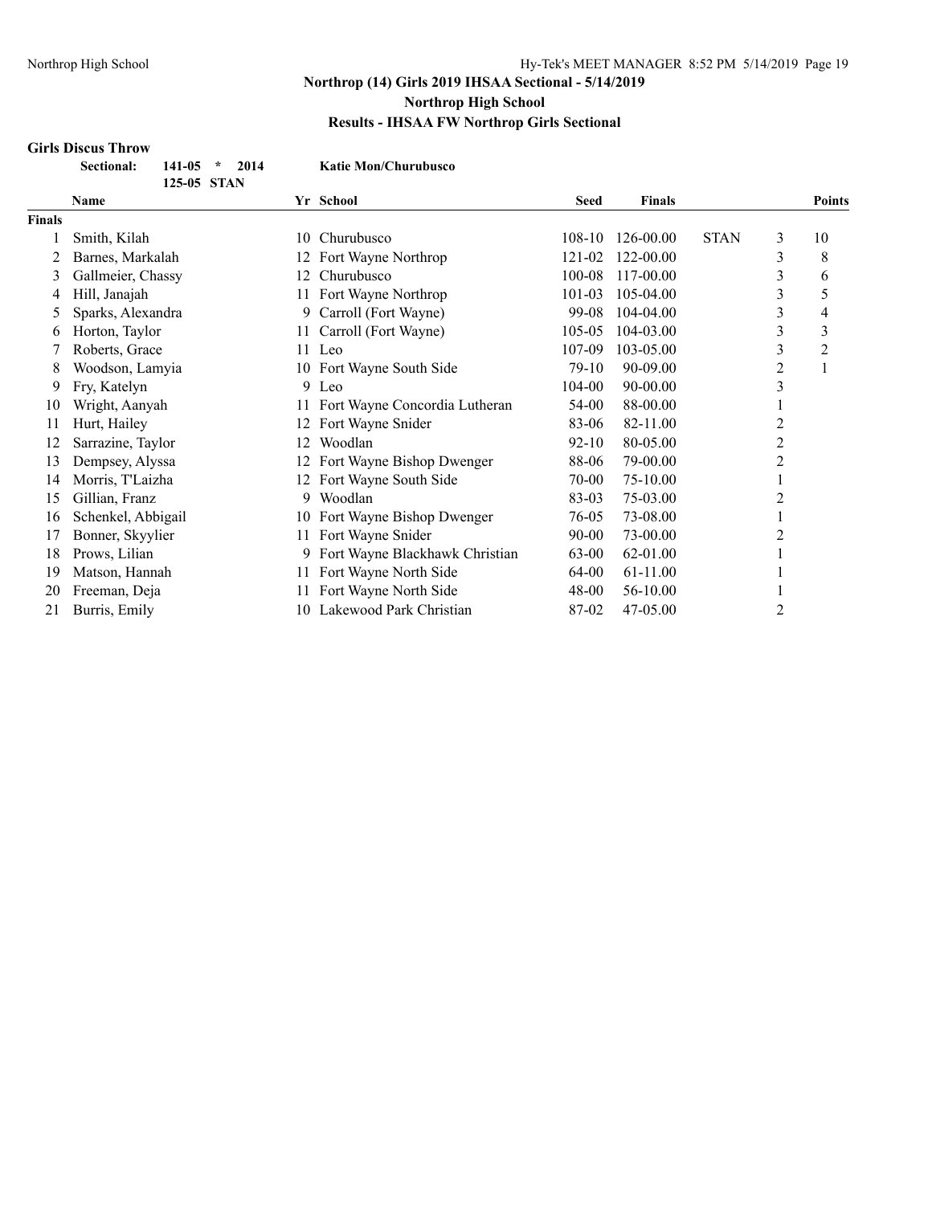## Northrop (14) Girls 2019 IHSAA Sectional - 5/14/2019

### Northrop High School

### Results - IHSAA FW Northrop Girls Sectional

**Girls Discus Throw**

| Sectional: | 141-05 | * | 2014 | Katie Mon/Churubusco |
|---|---|---|---|---|
| | 125-05 | STAN | | |

| | Name | Yr | School | Seed | Finals | | | Points |
|---|---|---|---|---|---|---|---|---|
| **Finals** | | | | | | | | |
| 1 | Smith, Kilah | 10 | Churubusco | 108-10 | 126-00.00 | STAN | 3 | 10 |
| 2 | Barnes, Markalah | 12 | Fort Wayne Northrop | 121-02 | 122-00.00 | | 3 | 8 |
| 3 | Gallmeier, Chassy | 12 | Churubusco | 100-08 | 117-00.00 | | 3 | 6 |
| 4 | Hill, Janajah | 11 | Fort Wayne Northrop | 101-03 | 105-04.00 | | 3 | 5 |
| 5 | Sparks, Alexandra | 9 | Carroll (Fort Wayne) | 99-08 | 104-04.00 | | 3 | 4 |
| 6 | Horton, Taylor | 11 | Carroll (Fort Wayne) | 105-05 | 104-03.00 | | 3 | 3 |
| 7 | Roberts, Grace | 11 | Leo | 107-09 | 103-05.00 | | 3 | 2 |
| 8 | Woodson, Lamyia | 10 | Fort Wayne South Side | 79-10 | 90-09.00 | | 2 | 1 |
| 9 | Fry, Katelyn | 9 | Leo | 104-00 | 90-00.00 | | 3 | |
| 10 | Wright, Aanyah | 11 | Fort Wayne Concordia Lutheran | 54-00 | 88-00.00 | | 1 | |
| 11 | Hurt, Hailey | 12 | Fort Wayne Snider | 83-06 | 82-11.00 | | 2 | |
| 12 | Sarrazine, Taylor | 12 | Woodlan | 92-10 | 80-05.00 | | 2 | |
| 13 | Dempsey, Alyssa | 12 | Fort Wayne Bishop Dwenger | 88-06 | 79-00.00 | | 2 | |
| 14 | Morris, T'Laizha | 12 | Fort Wayne South Side | 70-00 | 75-10.00 | | 1 | |
| 15 | Gillian, Franz | 9 | Woodlan | 83-03 | 75-03.00 | | 2 | |
| 16 | Schenkel, Abbigail | 10 | Fort Wayne Bishop Dwenger | 76-05 | 73-08.00 | | 1 | |
| 17 | Bonner, Skyylier | 11 | Fort Wayne Snider | 90-00 | 73-00.00 | | 2 | |
| 18 | Prows, Lilian | 9 | Fort Wayne Blackhawk Christian | 63-00 | 62-01.00 | | 1 | |
| 19 | Matson, Hannah | 11 | Fort Wayne North Side | 64-00 | 61-11.00 | | 1 | |
| 20 | Freeman, Deja | 11 | Fort Wayne North Side | 48-00 | 56-10.00 | | 1 | |
| 21 | Burris, Emily | 10 | Lakewood Park Christian | 87-02 | 47-05.00 | | 2 | |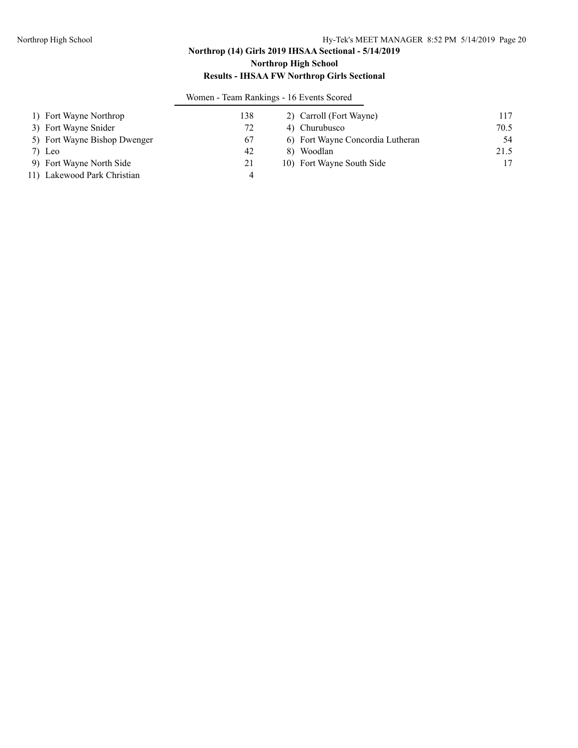**Northrop (14) Girls 2019 IHSAA Sectional - 5/14/2019**

**Northrop High School**

**Results - IHSAA FW Northrop Girls Sectional**

Women - Team Rankings - 16 Events Scored

| | | | |
|---|---|---|---|
| 1) Fort Wayne Northrop | 138 | 2) Carroll (Fort Wayne) | 117 |
| 3) Fort Wayne Snider | 72 | 4) Churubusco | 70.5 |
| 5) Fort Wayne Bishop Dwenger | 67 | 6) Fort Wayne Concordia Lutheran | 54 |
| 7) Leo | 42 | 8) Woodlan | 21.5 |
| 9) Fort Wayne North Side | 21 | 10) Fort Wayne South Side | 17 |
| 11) Lakewood Park Christian | 4 | | |